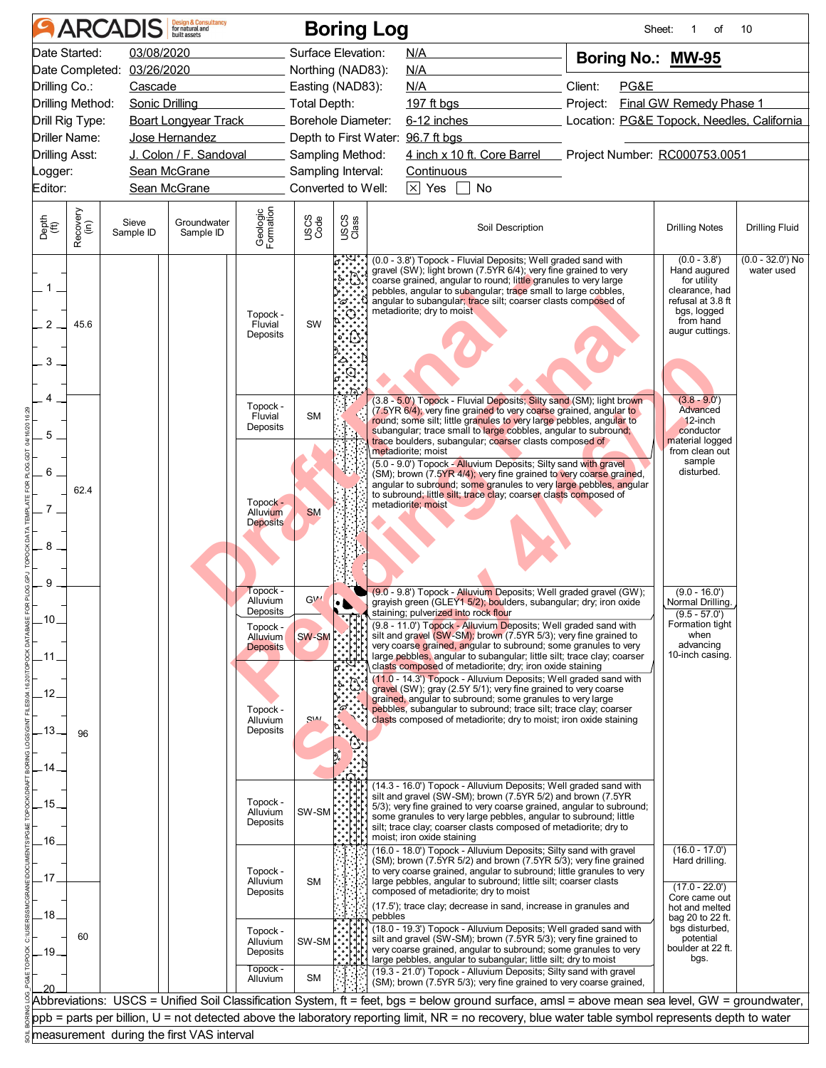# ARCADIS Boring Log

| | | | | | |
|---|---|---|---|---|---|
| Date Started: | 03/08/2020 | Surface Elevation: | N/A | **Boring No.: MW-95** | |
| Date Completed: | 03/26/2020 | Northing (NAD83): | N/A | | |
| Drilling Co.: | Cascade | Easting (NAD83): | N/A | Client: | PG&E |
| Drilling Method: | Sonic Drilling | Total Depth: | 197 ft bgs | Project: | Final GW Remedy Phase 1 |
| Drill Rig Type: | Boart Longyear Track | Borehole Diameter: | 6-12 inches | Location: | PG&E Topock, Needles, California |
| Driller Name: | Jose Hernandez | Depth to First Water: | 96.7 ft bgs | | |
| Drilling Asst: | J. Colon / F. Sandoval | Sampling Method: | 4 inch x 10 ft. Core Barrel | Project Number: | RC000753.0051 |
| Logger: | Sean McGrane | Sampling Interval: | Continuous | | |
| Editor: | Sean McGrane | Converted to Well: | [X] Yes [ ] No | | |

| Depth (ft) | Recovery (in) | Sieve Sample ID | Groundwater Sample ID | Geologic Formation | USCS Code | Soil Description | Drilling Notes | Drilling Fluid |
|---|---|---|---|---|---|---|---|---|
| 0.0 - 3.8 | 45.6 | | | Topock - Fluvial Deposits | SW | (0.0 - 3.8') Topock - Fluvial Deposits; Well graded sand with gravel (SW); light brown (7.5YR 6/4); very fine grained to very coarse grained, angular to round; little granules to very large pebbles, angular to subangular; trace small to large cobbles, angular to subangular; trace silt; coarser clasts composed of metadiorite; dry to moist | (0.0 - 3.8') Hand augured for utility clearance, had refusal at 3.8 ft bgs, logged from hand augur cuttings. | (0.0 - 32.0') No water used |
| 3.8 - 5.0 | 62.4 | | | Topock - Fluvial Deposits | SM | (3.8 - 5.0') Topock - Fluvial Deposits; Silty sand (SM); light brown (7.5YR 6/4); very fine grained to very coarse grained, angular to round; some silt; little granules to very large pebbles, angular to subangular; trace small to large cobbles, angular to subround; trace boulders, subangular; coarser clasts composed of metadiorite; moist | (3.8 - 9.0') Advanced 12-inch conductor material logged from clean out sample disturbed. | |
| 5.0 - 9.0 | | | | Topock - Alluvium Deposits | SM | (5.0 - 9.0') Topock - Alluvium Deposits; Silty sand with gravel (SM); brown (7.5YR 4/4); very fine grained to very coarse grained, angular to subround; some granules to very large pebbles, angular to subround; little silt; trace clay; coarser clasts composed of metadiorite; moist | | |
| 9.0 - 9.8 | 96 | | | Topock - Alluvium Deposits | GW | (9.0 - 9.8') Topock - Alluvium Deposits; Well graded gravel (GW); grayish green (GLEY1 5/2); boulders, subangular; dry; iron oxide staining; pulverized into rock flour | (9.0 - 16.0') Normal Drilling. (9.5 - 57.0') Formation tight when advancing 10-inch casing. | |
| 9.8 - 11.0 | | | | Topock - Alluvium Deposits | SW-SM | (9.8 - 11.0') Topock - Alluvium Deposits; Well graded sand with silt and gravel (SW-SM); brown (7.5YR 5/3); very fine grained to very coarse grained, angular to subround; some granules to very large pebbles, angular to subangular; little silt; trace clay; coarser clasts composed of metadiorite; dry; iron oxide staining | | |
| 11.0 - 14.3 | | | | Topock - Alluvium Deposits | SW | (11.0 - 14.3') Topock - Alluvium Deposits; Well graded sand with gravel (SW); gray (2.5Y 5/1); very fine grained to very coarse grained, angular to subround; some granules to very large pebbles, subangular to subround; trace silt; trace clay; coarser clasts composed of metadiorite; dry to moist; iron oxide staining | | |
| 14.3 - 16.0 | | | | Topock - Alluvium Deposits | SW-SM | (14.3 - 16.0') Topock - Alluvium Deposits; Well graded sand with silt and gravel (SW-SM); brown (7.5YR 5/2) and brown (7.5YR 5/3); very fine grained to very coarse grained, angular to subround; some granules to very large pebbles, angular to subround; little silt; trace clay; coarser clasts composed of metadiorite; dry to moist; iron oxide staining | | |
| 16.0 - 18.0 | 60 | | | Topock - Alluvium Deposits | SM | (16.0 - 18.0') Topock - Alluvium Deposits; Silty sand with gravel (SM); brown (7.5YR 5/2) and brown (7.5YR 5/3); very fine grained to very coarse grained, angular to subround; little granules to very large pebbles, angular to subround; little silt; coarser clasts composed of metadiorite; dry to moist<br>(17.5'); trace clay; decrease in sand, increase in granules and pebbles | (16.0 - 17.0') Hard drilling.<br>(17.0 - 22.0') Core came out hot and melted bag 20 to 22 ft. bgs disturbed, potential boulder at 22 ft. bgs. | |
| 18.0 - 19.3 | | | | Topock - Alluvium Deposits | SW-SM | (18.0 - 19.3') Topock - Alluvium Deposits; Well graded sand with silt and gravel (SW-SM); brown (7.5YR 5/3); very fine grained to very coarse grained, angular to subround; some granules to very large pebbles, angular to subangular; little silt; dry to moist | | |
| 19.3 - 21.0 | | | | Topock - Alluvium | SM | (19.3 - 21.0') Topock - Alluvium Deposits; Silty sand with gravel (SM); brown (7.5YR 5/3); very fine grained to very coarse grained, | | |

Abbreviations: USCS = Unified Soil Classification System, ft = feet, bgs = below ground surface, amsl = above mean sea level, GW = groundwater, ppb = parts per billion, U = not detected above the laboratory reporting limit, NR = no recovery, blue water table symbol represents depth to water measurement during the first VAS interval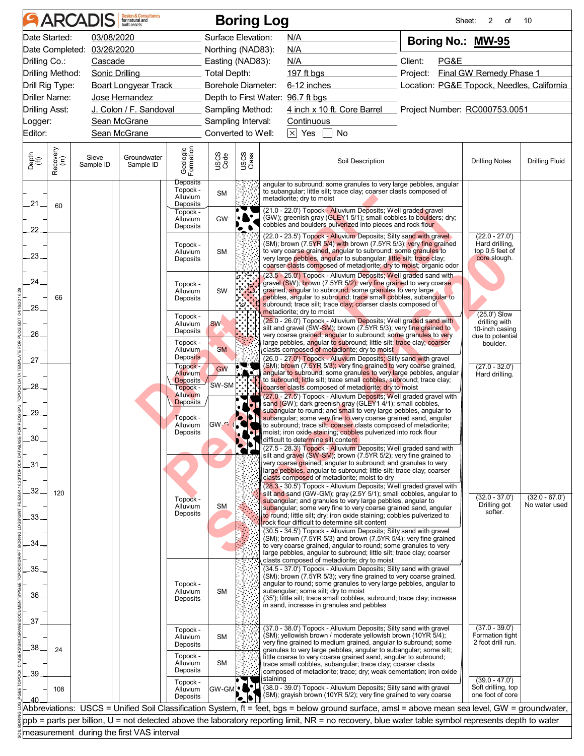# ARCADIS Boring Log

Sheet: 2 of 10

| | | | | | |
|---|---|---|---|---|---|
| Date Started: | 03/08/2020 | Surface Elevation: | N/A | **Boring No.: MW-95** | |
| Date Completed: | 03/26/2020 | Northing (NAD83): | N/A | | |
| Drilling Co.: | Cascade | Easting (NAD83): | N/A | Client: | PG&E |
| Drilling Method: | Sonic Drilling | Total Depth: | 197 ft bgs | Project: | Final GW Remedy Phase 1 |
| Drill Rig Type: | Boart Longyear Track | Borehole Diameter: | 6-12 inches | Location: | PG&E Topock, Needles, California |
| Driller Name: | Jose Hernandez | Depth to First Water: | 96.7 ft bgs | | |
| Drilling Asst: | J. Colon / F. Sandoval | Sampling Method: | 4 inch x 10 ft. Core Barrel | Project Number: | RC000753.0051 |
| Logger: | Sean McGrane | Sampling Interval: | Continuous | | |
| Editor: | Sean McGrane | Converted to Well: | ☒ Yes ☐ No | | |

| Depth (ft) | Recovery (in) | Sieve Sample ID | Groundwater Sample ID | Geologic Formation | USCS Code | USCS Class | Soil Description | Drilling Notes | Drilling Fluid |
|---|---|---|---|---|---|---|---|---|---|
| | | | | Topock - Alluvium Deposits | SM | | angular to subround; some granules to very large pebbles, angular to subangular; little silt; trace clay; coarser clasts composed of metadiorite; dry to moist | | |
| 21 | 60 | | | Topock - Alluvium Deposits | GW | | (21.0 - 22.0') Topock - Alluvium Deposits; Well graded gravel (GW); greenish gray (GLEY1 5/1); small cobbles to boulders; dry; cobbles and boulders pulverized into pieces and rock flour | | |
| 22 | | | | Topock - Alluvium Deposits | SM | | (22.0 - 23.5') Topock - Alluvium Deposits; Silty sand with gravel (SM); brown (7.5YR 5/4) with brown (7.5YR 5/3); very fine grained to very coarse grained, angular to subround; some granules to very large pebbles, angular to subangular; little silt; trace clay; coarser clasts composed of metadiorite; dry to moist; organic odor | (22.0 - 27.0') Hard drilling, top 0.5 feet of core slough. | |
| 24 | 66 | | | Topock - Alluvium Deposits | SW | | (23.5 - 25.0') Topock - Alluvium Deposits; Well graded sand with gravel (SW); brown (7.5YR 5/2); very fine grained to very coarse grained, angular to subround; some granules to very large pebbles, angular to subround; trace small cobbles, subangular to subround; trace silt; trace clay; coarser clasts composed of metadiorite; dry to moist | | |
| 25 | | | | Topock - Alluvium Deposits | SW | | (25.0 - 26.0') Topock - Alluvium Deposits; Well graded sand with silt and gravel (SW-SM); brown (7.5YR 5/3); very fine grained to very coarse grained, angular to subround; some granules to very large pebbles, angular to subround; little silt; trace clay; coarser clasts composed of metadiorite; dry to moist | (25.0') Slow drilling with 10-inch casing due to potential boulder. | |
| 26 | | | | Topock - Alluvium Deposits | SM | | (26.0 - 27.0') Topock - Alluvium Deposits; Silty sand with gravel (SM); brown (7.5YR 5/3); very fine grained to very coarse grained, angular to subround; some granules to very large pebbles, angular to subround; little silt; trace small cobbles, subround; trace clay; coarser clasts composed of metadiorite; dry to moist | | |
| 27 | | | | Topock - Alluvium Deposits | GW | | (27.0 - 27.5') Topock - Alluvium Deposits; Well graded gravel with sand (GW); dark greenish gray (GLEY1 4/1); small cobbles, subangular to round; and small to very large pebbles, angular to subangular; some very fine to very coarse grained sand, angular to subround; trace silt; coarser clasts composed of metadiorite; moist; iron oxide staining; cobbles pulverized into rock flour difficult to determine silt content | (27.0 - 32.0') Hard drilling. | |
| 28 | | | | Topock - Alluvium Deposits | SW-SM | | (27.5 - 28.3') Topock - Alluvium Deposits; Well graded sand with silt and gravel (SW-SM); brown (7.5YR 5/2); very fine grained to very coarse grained, angular to subround; and granules to very large pebbles, angular to subround; little silt; trace clay; coarser clasts composed of metadiorite; moist to dry | | |
| 29 | | | | Topock - Alluvium Deposits | GW-GM | | (28.3 - 30.5') Topock - Alluvium Deposits; Well graded gravel with silt and sand (GW-GM); gray (2.5Y 5/1); small cobbles, angular to subangular; and granules to very large pebbles, angular to subangular; some very fine to very coarse grained sand, angular to round; little silt; dry; iron oxide staining; cobbles pulverized to rock flour difficult to determine silt content | | |
| 32 | 120 | | | Topock - Alluvium Deposits | SM | | (30.5 - 34.5') Topock - Alluvium Deposits; Silty sand with gravel (SM); brown (7.5YR 5/3) and brown (7.5YR 5/4); very fine grained to very coarse grained, angular to round; some granules to very large pebbles, angular to subround; little silt; trace clay; coarser clasts composed of metadiorite; dry to moist | (32.0 - 37.0') Drilling got softer. | (32.0 - 67.0') No water used |
| 35 | | | | Topock - Alluvium Deposits | SM | | (34.5 - 37.0') Topock - Alluvium Deposits; Silty sand with gravel (SM); brown (7.5YR 5/3); very fine grained to very coarse grained, angular to round; some granules to very large pebbles, angular to subangular; some silt; dry to moist<br>(35'); little silt; trace small cobbles, subround; trace clay; increase in sand, increase in granules and pebbles | | |
| 37 | 24 | | | Topock - Alluvium Deposits | SM | | (37.0 - 38.0') Topock - Alluvium Deposits; Silty sand with gravel (SM); yellowish brown / moderate yellowish brown (10YR 5/4); very fine grained to medium grained, angular to subround; some granules to very large pebbles, angular to subangular; some silt; little coarse to very coarse grained sand, angular to subround; trace small cobbles, subangular; trace clay; coarser clasts composed of metadiorite; trace; dry; weak cementation; iron oxide staining | (37.0 - 39.0') Formation tight 2 foot drill run. | |
| 38 | | | | Topock - Alluvium Deposits | SM | | (38.0 - 39.0') Topock - Alluvium Deposits; Silty sand with gravel (SM); grayish brown (10YR 5/2); very fine grained to very coarse | | |
| 39 | 108 | | | Topock - Alluvium Deposits | GW-GM | | | (39.0 - 47.0') Soft drilling, top one foot of core | |

Abbreviations: USCS = Unified Soil Classification System, ft = feet, bgs = below ground surface, amsl = above mean sea level, GW = groundwater, ppb = parts per billion, U = not detected above the laboratory reporting limit, NR = no recovery, blue water table symbol represents depth to water measurement during the first VAS interval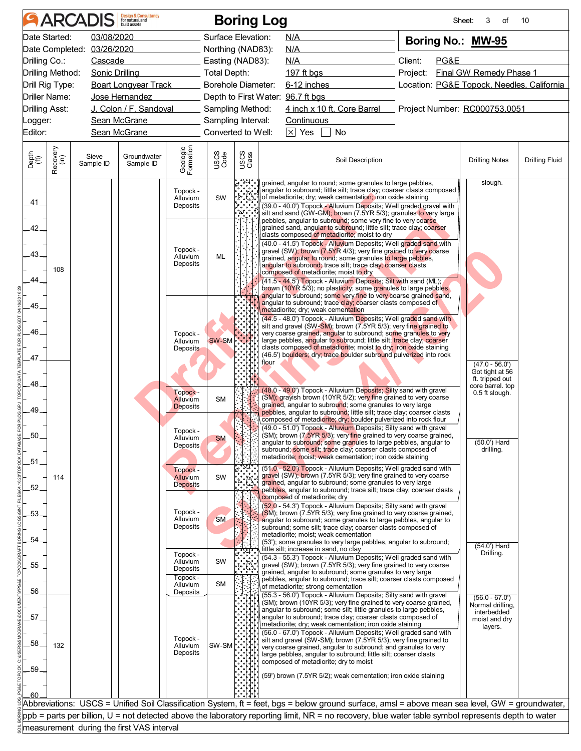# ARCADIS — Boring Log

Sheet: 3 of 10

| | | | | | |
|---|---|---|---|---|---|
| Date Started: | 03/08/2020 | Surface Elevation: | N/A | **Boring No.:** | **MW-95** |
| Date Completed: | 03/26/2020 | Northing (NAD83): | N/A | | |
| Drilling Co.: | Cascade | Easting (NAD83): | N/A | Client: | PG&E |
| Drilling Method: | Sonic Drilling | Total Depth: | 197 ft bgs | Project: | Final GW Remedy Phase 1 |
| Drill Rig Type: | Boart Longyear Track | Borehole Diameter: | 6-12 inches | Location: | PG&E Topock, Needles, California |
| Driller Name: | Jose Hernandez | Depth to First Water: | 96.7 ft bgs | | |
| Drilling Asst: | J. Colon / F. Sandoval | Sampling Method: | 4 inch x 10 ft. Core Barrel | Project Number: | RC000753.0051 |
| Logger: | Sean McGrane | Sampling Interval: | Continuous | | |
| Editor: | Sean McGrane | Converted to Well: | [X] Yes [ ] No | | |

| Depth (ft) | Recovery (in) | Sieve Sample ID | Groundwater Sample ID | Geologic Formation | USCS Code | Soil Description | Drilling Notes |
|---|---|---|---|---|---|---|---|
| 40–41 | 108 | | | Topock - Alluvium Deposits | SW | grained, angular to round; some granules to large pebbles, angular to subround; little silt; trace clay; coarser clasts composed of metadiorite; dry; weak cementation; iron oxide staining | slough. |
| 41–44.5 | | | | Topock - Alluvium Deposits | ML | (39.0 - 40.0') Topock - Alluvium Deposits; Well graded gravel with silt and sand (GW-GM); brown (7.5YR 5/3); granules to very large pebbles, angular to subround; some very fine to very coarse grained sand, angular to subround; little silt; trace clay; coarser clasts composed of metadiorite; moist to dry<br>(40.0 - 41.5') Topock - Alluvium Deposits; Well graded sand with gravel (SW); brown (7.5YR 4/3); very fine grained to very coarse grained, angular to round; some granules to large pebbles, angular to subround; trace silt; trace clay; coarser clasts composed of metadiorite; moist to dry<br>(41.5 - 44.5') Topock - Alluvium Deposits; Silt with sand (ML); brown (10YR 5/3); no plasticity; some granules to large pebbles, angular to subround; some very fine to very coarse grained sand, angular to subround; trace clay; coarser clasts composed of metadiorite; dry; weak cementation | |
| 44.5–48 | | | | Topock - Alluvium Deposits | SW-SM | (44.5 - 48.0') Topock - Alluvium Deposits; Well graded sand with silt and gravel (SW-SM); brown (7.5YR 5/3); very fine grained to very coarse grained, angular to subround; some granules to very large pebbles, angular to subround; little silt; trace clay; coarser clasts composed of metadiorite; moist to dry; iron oxide staining<br>(46.5') boulders; dry; trace boulder subround pulverized into rock flour | (47.0 - 56.0') Got tight at 56 ft. tripped out core barrel. top 0.5 ft slough. |
| 48–49 | 114 | | | Topock - Alluvium Deposits | SM | (48.0 - 49.0') Topock - Alluvium Deposits; Silty sand with gravel (SM); grayish brown (10YR 5/2); very fine grained to very coarse grained, angular to subround; some granules to very large pebbles, angular to subround; little silt; trace clay; coarser clasts composed of metadiorite; dry; boulder pulverized into rock flour | |
| 49–51 | | | | Topock - Alluvium Deposits | SM | (49.0 - 51.0') Topock - Alluvium Deposits; Silty sand with gravel (SM); brown (7.5YR 5/3); very fine grained to very coarse grained, angular to subround; some granules to large pebbles, angular to subround; some silt; trace clay; coarser clasts composed of metadiorite; moist; weak cementation; iron oxide staining | (50.0') Hard drilling. |
| 51–52 | | | | Topock - Alluvium Deposits | SW | (51.0 - 52.0') Topock - Alluvium Deposits; Well graded sand with gravel (SW); brown (7.5YR 5/3); very fine grained to very coarse grained, angular to subround; some granules to very large pebbles, angular to subround; trace silt; trace clay; coarser clasts composed of metadiorite; dry | |
| 52–54.3 | | | | Topock - Alluvium Deposits | SM | (52.0 - 54.3') Topock - Alluvium Deposits; Silty sand with gravel (SM); brown (7.5YR 5/3); very fine grained to very coarse grained, angular to subround; some granules to large pebbles, angular to subround; some silt; trace clay; coarser clasts composed of metadiorite; moist; weak cementation<br>(53'); some granules to very large pebbles, angular to subround; little silt; increase in sand, no clay | (54.0') Hard Drilling. |
| 54.3–55.3 | | | | Topock - Alluvium Deposits | SW | (54.3 - 55.3') Topock - Alluvium Deposits; Well graded sand with gravel (SW); brown (7.5YR 5/3); very fine grained to very coarse grained, angular to subround; some granules to very large pebbles, angular to subround; trace silt; coarser clasts composed of metadiorite; strong cementation | |
| 55.3–56 | | | | Topock - Alluvium Deposits | SM | (55.3 - 56.0') Topock - Alluvium Deposits; Silty sand with gravel (SM); brown (10YR 5/3); very fine grained to very coarse grained, angular to subround; some silt; little granules to large pebbles, angular to subround; trace clay; coarser clasts composed of metadiorite; dry; weak cementation; iron oxide staining | |
| 56–60 | 132 | | | Topock - Alluvium Deposits | SW-SM | (56.0 - 67.0') Topock - Alluvium Deposits; Well graded sand with silt and gravel (SW-SM); brown (7.5YR 5/3); very fine grained to very coarse grained, angular to subround; and granules to very large pebbles, angular to subround; little silt; coarser clasts composed of metadiorite; dry to moist<br>(59') brown (7.5YR 5/2); weak cementation; iron oxide staining | (56.0 - 67.0') Normal drilling, interbedded moist and dry layers. |

Abbreviations: USCS = Unified Soil Classification System, ft = feet, bgs = below ground surface, amsl = above mean sea level, GW = groundwater, ppb = parts per billion, U = not detected above the laboratory reporting limit, NR = no recovery, blue water table symbol represents depth to water measurement during the first VAS interval

Draft Pending SL 4/20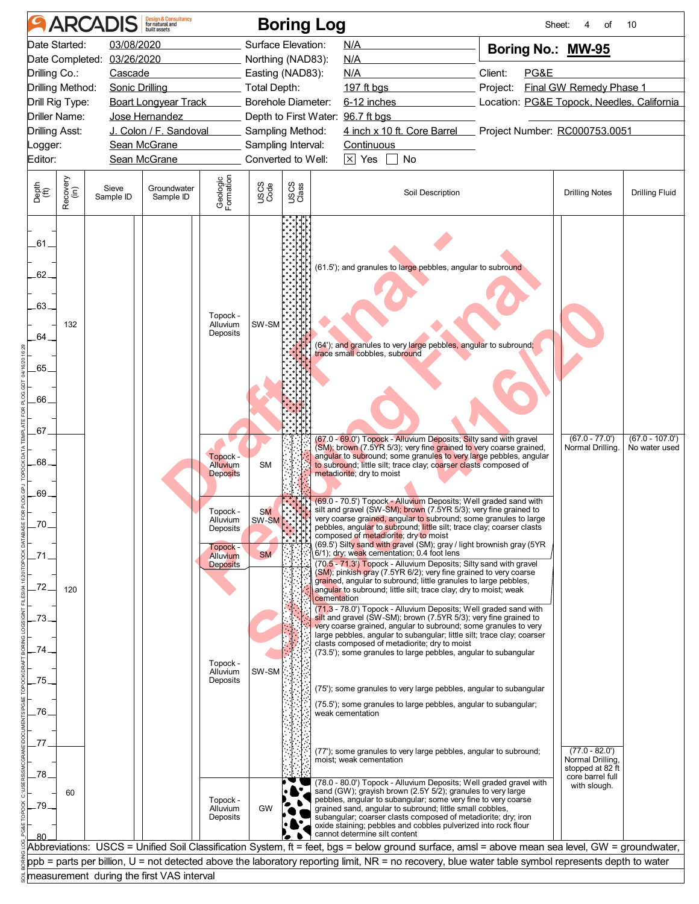# ARCADIS Boring Log

Sheet: 4 of 10

| | | | |
|---|---|---|---|
| Date Started: | 03/08/2020 | Surface Elevation: | N/A |
| Date Completed: | 03/26/2020 | Northing (NAD83): | N/A |
| Drilling Co.: | Cascade | Easting (NAD83): | N/A |
| Drilling Method: | Sonic Drilling | Total Depth: | 197 ft bgs |
| Drill Rig Type: | Boart Longyear Track | Borehole Diameter: | 6-12 inches |
| Driller Name: | Jose Hernandez | Depth to First Water: | 96.7 ft bgs |
| Drilling Asst: | J. Colon / F. Sandoval | Sampling Method: | 4 inch x 10 ft. Core Barrel |
| Logger: | Sean McGrane | Sampling Interval: | Continuous |
| Editor: | Sean McGrane | Converted to Well: | [X] Yes [ ] No |

**Boring No.: MW-95**

Client: PG&E
Project: Final GW Remedy Phase 1
Location: PG&E Topock, Needles, California
Project Number: RC000753.0051

| Depth (ft) | Recovery (in) | Sieve Sample ID | Groundwater Sample ID | Geologic Formation | USCS Code | USCS Class | Soil Description | Drilling Notes | Drilling Fluid |
|---|---|---|---|---|---|---|---|---|---|
| 61–67 | 132 | | | Topock - Alluvium Deposits | SW-SM | | (61.5'); and granules to large pebbles, angular to subround<br>(64'); and granules to very large pebbles, angular to subround; trace small cobbles, subround | | |
| 67–69 | 120 | | | Topock - Alluvium Deposits | SM | | (67.0 - 69.0') Topock - Alluvium Deposits; Silty sand with gravel (SM); brown (7.5YR 5/3); very fine grained to very coarse grained, angular to subround; some granules to very large pebbles, angular to subround; little silt; trace clay; coarser clasts composed of metadiorite; dry to moist | (67.0 - 77.0') Normal Drilling. | (67.0 - 107.0') No water used |
| 69–70.5 | | | | Topock - Alluvium Deposits | SM SW-SM | | (69.0 - 70.5') Topock - Alluvium Deposits; Well graded sand with silt and gravel (SW-SM); brown (7.5YR 5/3); very fine grained to very coarse grained, angular to subround; some granules to large pebbles, angular to subround; little silt; trace clay; coarser clasts composed of metadiorite; dry to moist<br>(69.5') Silty sand with gravel (SM); gray / light brownish gray (5YR 6/1); dry; weak cementation; 0.4 foot lens | | |
| 70.5–71.3 | | | | Topock - Alluvium Deposits | SM | | (70.5 - 71.3') Topock - Alluvium Deposits; Silty sand with gravel (SM); pinkish gray (7.5YR 6/2); very fine grained to very coarse grained, angular to subround; little granules to large pebbles, angular to subround; little silt; trace clay; dry to moist; weak cementation | | |
| 71.3–78 | | | | Topock - Alluvium Deposits | SW-SM | | (71.3 - 78.0') Topock - Alluvium Deposits; Well graded sand with silt and gravel (SW-SM); brown (7.5YR 5/3); very fine grained to very coarse grained, angular to subround; some granules to very large pebbles, angular to subangular; little silt; trace clay; coarser clasts composed of metadiorite; dry to moist<br>(73.5'); some granules to large pebbles, angular to subangular<br>(75'); some granules to very large pebbles, angular to subangular<br>(75.5'); some granules to large pebbles, angular to subangular; weak cementation<br>(77'); some granules to very large pebbles, angular to subround; moist; weak cementation | (77.0 - 82.0') Normal Drilling, stopped at 82 ft core barrel full with slough. | |
| 78–80 | 60 | | | Topock - Alluvium Deposits | GW | | (78.0 - 80.0') Topock - Alluvium Deposits; Well graded gravel with sand (GW); grayish brown (2.5Y 5/2); granules to very large pebbles, angular to subangular; some very fine to very coarse grained sand, angular to subround; little small cobbles, subangular; coarser clasts composed of metadiorite; dry; iron oxide staining; pebbles and cobbles pulverized into rock flour cannot determine silt content | | |

Abbreviations: USCS = Unified Soil Classification System, ft = feet, bgs = below ground surface, amsl = above mean sea level, GW = groundwater, ppb = parts per billion, U = not detected above the laboratory reporting limit, NR = no recovery, blue water table symbol represents depth to water measurement during the first VAS interval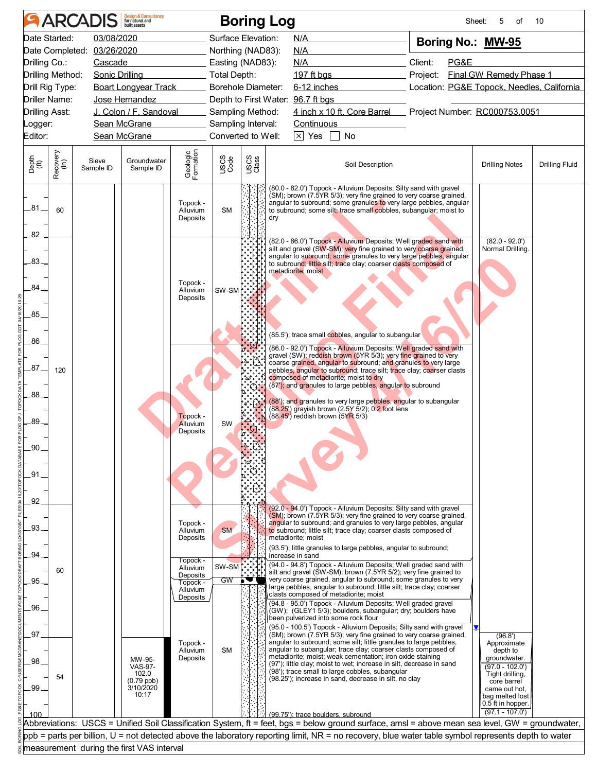# ARCADIS — Boring Log

Sheet: 5 of 10

| | | | | | |
|---|---|---|---|---|---|
| Date Started: | 03/08/2020 | Surface Elevation: | N/A | **Boring No.:** | **MW-95** |
| Date Completed: | 03/26/2020 | Northing (NAD83): | N/A | | |
| Drilling Co.: | Cascade | Easting (NAD83): | N/A | Client: | PG&E |
| Drilling Method: | Sonic Drilling | Total Depth: | 197 ft bgs | Project: | Final GW Remedy Phase 1 |
| Drill Rig Type: | Boart Longyear Track | Borehole Diameter: | 6-12 inches | Location: | PG&E Topock, Needles, California |
| Driller Name: | Jose Hernandez | Depth to First Water: | 96.7 ft bgs | | |
| Drilling Asst: | J. Colon / F. Sandoval | Sampling Method: | 4 inch x 10 ft. Core Barrel | Project Number: | RC000753.0051 |
| Logger: | Sean McGrane | Sampling Interval: | Continuous | | |
| Editor: | Sean McGrane | Converted to Well: | [X] Yes [ ] No | | |

| Depth (ft) | Recovery (in) | Sieve Sample ID | Groundwater Sample ID | Geologic Formation | USCS Code | Soil Description | Drilling Notes |
|---|---|---|---|---|---|---|---|
| 80-82 | 60 | | | Topock - Alluvium Deposits | SM | (80.0 - 82.0') Topock - Alluvium Deposits; Silty sand with gravel (SM); brown (7.5YR 5/3); very fine grained to very coarse grained, angular to subround; some granules to very large pebbles, angular to subround; some silt; trace small cobbles, subangular; moist to dry | |
| 82-86 | 120 | | | Topock - Alluvium Deposits | SW-SM | (82.0 - 86.0') Topock - Alluvium Deposits; Well graded sand with silt and gravel (SW-SM); very fine grained to very coarse grained, angular to subround; some granules to very large pebbles, angular to subround; little silt; trace clay; coarser clasts composed of metadiorite; moist<br>(85.5'); trace small cobbles, angular to subangular | (82.0 - 92.0') Normal Drilling. |
| 86-92 | | | | Topock - Alluvium Deposits | SW | (86.0 - 92.0') Topock - Alluvium Deposits; Well graded sand with gravel (SW); reddish brown (5YR 5/3); very fine grained to very coarse grained, angular to subround; and granules to very large pebbles, angular to subround; trace silt; trace clay; coarser clasts composed of metadiorite; moist to dry<br>(87'); and granules to large pebbles, angular to subround<br>(88'); and granules to very large pebbles, angular to subangular<br>(88.25') grayish brown (2.5Y 5/2); 0.2 foot lens<br>(88.45') reddish brown (5YR 5/3) | |
| 92-94 | 60 | | | Topock - Alluvium Deposits | SM | (92.0 - 94.0') Topock - Alluvium Deposits; Silty sand with gravel (SM); brown (7.5YR 5/3); very fine grained to very coarse grained, angular to subround; and granules to very large pebbles, angular to subround; little silt; trace clay; coarser clasts composed of metadiorite; moist<br>(93.5'); little granules to large pebbles, angular to subround; increase in sand | |
| 94-94.8 | | | | Topock - Alluvium Deposits | SW-SM | (94.0 - 94.8') Topock - Alluvium Deposits; Well graded sand with silt and gravel (SW-SM); brown (7.5YR 5/2); very fine grained to very coarse grained, angular to subround; some granules to very large pebbles, angular to subround; little silt; trace clay; coarser clasts composed of metadiorite; moist | |
| 94.8-95 | | | | Topock - Alluvium Deposits | GW | (94.8 - 95.0') Topock - Alluvium Deposits; Well graded gravel (GW); (GLEY1 5/3); boulders, subangular; dry; boulders have been pulverized into some rock flour | |
| 95-100 | 54 | | MW-95-VAS-97-102.0 (0.79 ppb) 3/10/2020 10:17 | Topock - Alluvium Deposits | SM | (95.0 - 100.5') Topock - Alluvium Deposits; Silty sand with gravel (SM); brown (7.5YR 5/3); very fine grained to very coarse grained, angular to subround; some silt; little granules to large pebbles, angular to subangular; trace clay; coarser clasts composed of metadiorite; moist; weak cementation; iron oxide staining<br>(97'); little clay; moist to wet; increase in silt, decrease in sand<br>(98'); trace small to large cobbles, subangular<br>(98.25'); increase in sand, decrease in silt, no clay<br>(99.75'); trace boulders, subround | (96.8') Approximate depth to groundwater.<br>(97.0 - 102.0') Tight drilling, core barrel came out hot, bag melted lost 0.5 ft in hopper.<br>(97.1 - 107.0') |

Abbreviations: USCS = Unified Soil Classification System, ft = feet, bgs = below ground surface, amsl = above mean sea level, GW = groundwater, ppb = parts per billion, U = not detected above the laboratory reporting limit, NR = no recovery, blue water table symbol represents depth to water measurement during the first VAS interval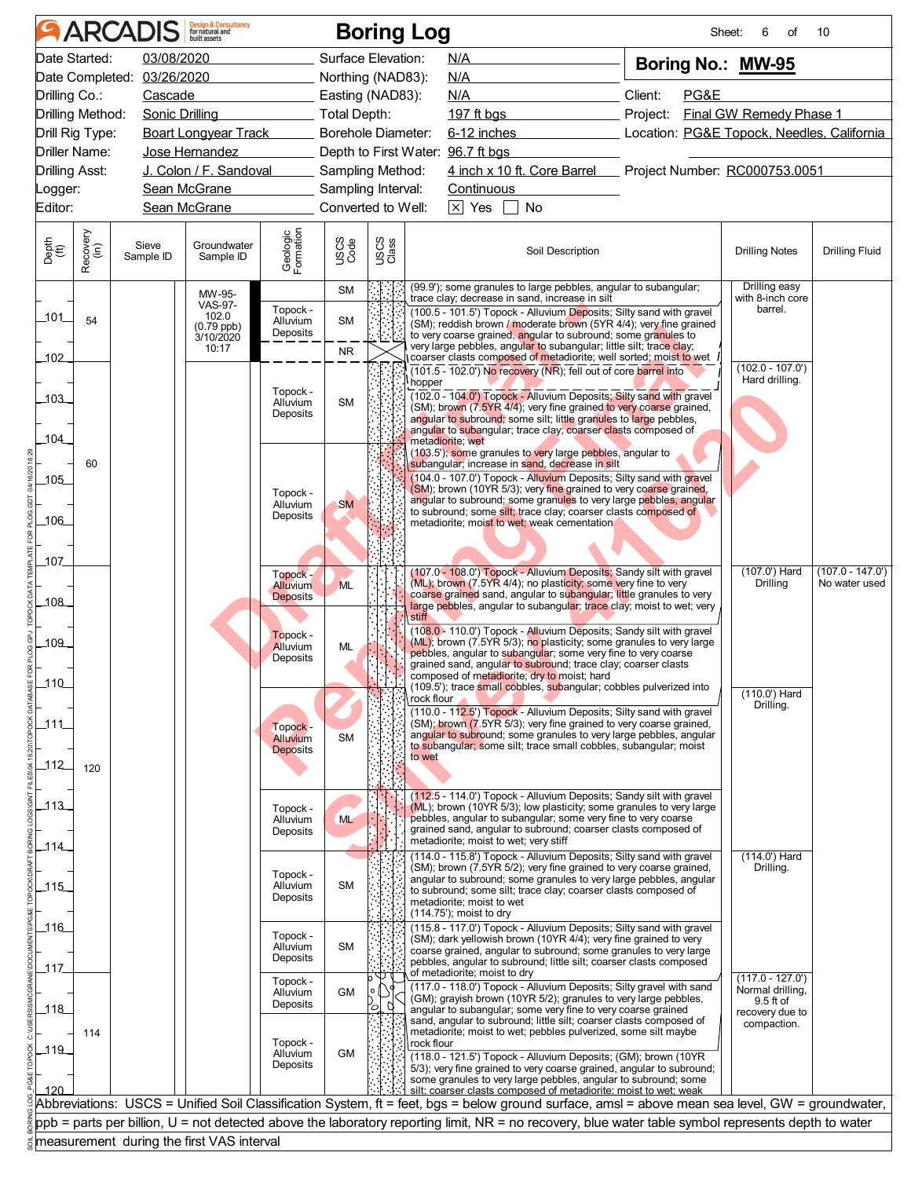# ARCADIS Boring Log

Sheet: 6 of 10

| | | | |
|---|---|---|---|
| Date Started: | 03/08/2020 | Surface Elevation: | N/A |
| Date Completed: | 03/26/2020 | Northing (NAD83): | N/A |
| Drilling Co.: | Cascade | Easting (NAD83): | N/A |
| Drilling Method: | Sonic Drilling | Total Depth: | 197 ft bgs |
| Drill Rig Type: | Boart Longyear Track | Borehole Diameter: | 6-12 inches |
| Driller Name: | Jose Hernandez | Depth to First Water: | 96.7 ft bgs |
| Drilling Asst: | J. Colon / F. Sandoval | Sampling Method: | 4 inch x 10 ft. Core Barrel |
| Logger: | Sean McGrane | Sampling Interval: | Continuous |
| Editor: | Sean McGrane | Converted to Well: | [X] Yes [ ] No |

**Boring No.: MW-95**

Client: PG&E
Project: Final GW Remedy Phase 1
Location: PG&E Topock, Needles, California
Project Number: RC000753.0051

| Depth (ft) | Recovery (in) | Sieve Sample ID | Groundwater Sample ID | Geologic Formation | USCS Code | Soil Description | Drilling Notes | Drilling Fluid |
|---|---|---|---|---|---|---|---|---|
| | | | | | SM | (99.9'); some granules to large pebbles, angular to subangular; trace clay; decrease in sand, increase in silt | Drilling easy with 8-inch core barrel. | |
| 101 | 54 | | MW-95-VAS-97-102.0 (0.79 ppb) 3/10/2020 10:17 | Topock - Alluvium Deposits | SM | (100.5 - 101.5') Topock - Alluvium Deposits; Silty sand with gravel (SM); reddish brown / moderate brown (5YR 4/4); very fine grained to very coarse grained, angular to subround; some granules to very large pebbles, angular to subangular; little silt; trace clay; coarser clasts composed of metadiorite; well sorted; moist to wet | | |
| | | | | | NR | (101.5 - 102.0') No recovery (NR); fell out of core barrel into hopper | | |
| 102–104 | 60 | | | Topock - Alluvium Deposits | SM | (102.0 - 104.0') Topock - Alluvium Deposits; Silty sand with gravel (SM); brown (7.5YR 4/4); very fine grained to very coarse grained, angular to subround; some silt; little granules to large pebbles, angular to subangular; trace clay; coarser clasts composed of metadiorite; wet<br>(103.5'); some granules to very large pebbles, angular to subangular; increase in sand, decrease in silt | (102.0 - 107.0') Hard drilling. | |
| 104–107 | | | | Topock - Alluvium Deposits | SM | (104.0 - 107.0') Topock - Alluvium Deposits; Silty sand with gravel (SM); brown (10YR 5/3); very fine grained to very coarse grained, angular to subround; some granules to very large pebbles, angular to subround; some silt; trace clay; coarser clasts composed of metadiorite; moist to wet; weak cementation | | |
| 107–108 | 120 | | | Topock - Alluvium Deposits | ML | (107.0 - 108.0') Topock - Alluvium Deposits; Sandy silt with gravel (ML); brown (7.5YR 4/4); no plasticity; some very fine to very coarse grained sand, angular to subangular; little granules to very large pebbles, angular to subangular; trace clay; moist to wet; very stiff | (107.0') Hard Drilling | (107.0 - 147.0') No water used |
| 108–110 | | | | Topock - Alluvium Deposits | ML | (108.0 - 110.0') Topock - Alluvium Deposits; Sandy silt with gravel (ML); brown (7.5YR 5/3); no plasticity; some granules to very large pebbles, angular to subangular; some very fine to very coarse grained sand, angular to subround; trace clay; coarser clasts composed of metadiorite; dry to moist; hard<br>(109.5'); trace small cobbles, subangular; cobbles pulverized into rock flour | | |
| 110–112.5 | | | | Topock - Alluvium Deposits | SM | (110.0 - 112.5') Topock - Alluvium Deposits; Silty sand with gravel (SM); brown (7.5YR 5/3); very fine grained to very coarse grained, angular to subround; some granules to very large pebbles, angular to subangular; some silt; trace small cobbles, subangular; moist to wet | (110.0') Hard Drilling. | |
| 112.5–114 | | | | Topock - Alluvium Deposits | ML | (112.5 - 114.0') Topock - Alluvium Deposits; Sandy silt with gravel (ML); brown (10YR 5/3); low plasticity; some granules to very large pebbles, angular to subangular; some very fine to very coarse grained sand, angular to subround; coarser clasts composed of metadiorite; moist to wet; very stiff | | |
| 114–115.8 | | | | Topock - Alluvium Deposits | SM | (114.0 - 115.8') Topock - Alluvium Deposits; Silty sand with gravel (SM); brown (7.5YR 5/2); very fine grained to very coarse grained, angular to subround; some granules to very large pebbles, angular to subround; some silt; trace clay; coarser clasts composed of metadiorite; moist to wet<br>(114.75'); moist to dry | (114.0') Hard Drilling. | |
| 115.8–117 | | | | Topock - Alluvium Deposits | SM | (115.8 - 117.0') Topock - Alluvium Deposits; Silty sand with gravel (SM); dark yellowish brown (10YR 4/4); very fine grained to very coarse grained, angular to subround; some granules to very large pebbles, angular to subround; little silt; coarser clasts composed of metadiorite; moist to dry | | |
| 117–118 | 114 | | | Topock - Alluvium Deposits | GM | (117.0 - 118.0') Topock - Alluvium Deposits; Silty gravel with sand (GM); grayish brown (10YR 5/2); granules to very large pebbles, angular to subangular; some very fine to very coarse grained sand, angular to subround; little silt; coarser clasts composed of metadiorite; moist to wet; pebbles pulverized, some silt maybe rock flour | (117.0 - 127.0') Normal drilling, 9.5 ft of recovery due to compaction. | |
| 118–120 | | | | Topock - Alluvium Deposits | GM | (118.0 - 121.5') Topock - Alluvium Deposits; (GM); brown (10YR 5/3); very fine grained to very coarse grained, angular to subround; some granules to very large pebbles, angular to subround; some silt; coarser clasts composed of metadiorite; moist to wet; weak | | |

Abbreviations: USCS = Unified Soil Classification System, ft = feet, bgs = below ground surface, amsl = above mean sea level, GW = groundwater, ppb = parts per billion, U = not detected above the laboratory reporting limit, NR = no recovery, blue water table symbol represents depth to water measurement during the first VAS interval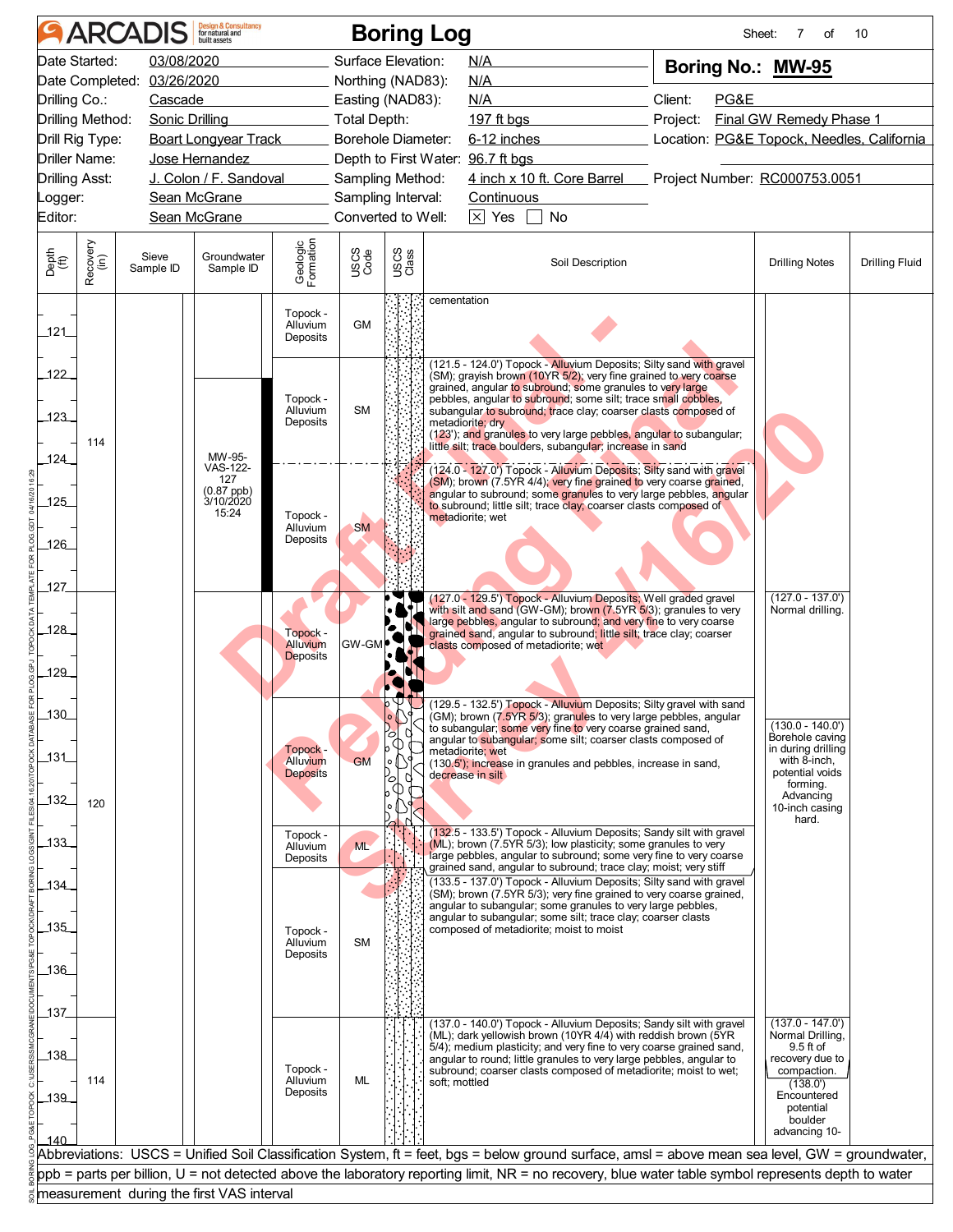# ARCADIS — Boring Log

Sheet: 7 of 10

| | | | |
|---|---|---|---|
| Date Started: 03/08/2020 | Surface Elevation: N/A | **Boring No.: MW-95** | |
| Date Completed: 03/26/2020 | Northing (NAD83): N/A | | |
| Drilling Co.: Cascade | Easting (NAD83): N/A | Client: PG&E | |
| Drilling Method: Sonic Drilling | Total Depth: 197 ft bgs | Project: Final GW Remedy Phase 1 | |
| Drill Rig Type: Boart Longyear Track | Borehole Diameter: 6-12 inches | Location: PG&E Topock, Needles, California | |
| Driller Name: Jose Hernandez | Depth to First Water: 96.7 ft bgs | | |
| Drilling Asst: J. Colon / F. Sandoval | Sampling Method: 4 inch x 10 ft. Core Barrel | Project Number: RC000753.0051 | |
| Logger: Sean McGrane | Sampling Interval: Continuous | | |
| Editor: Sean McGrane | Converted to Well: [X] Yes [ ] No | | |

| Depth (ft) | Recovery (in) | Sieve Sample ID | Groundwater Sample ID | Geologic Formation | USCS Code | Soil Description | Drilling Notes | Drilling Fluid |
|---|---|---|---|---|---|---|---|---|
| 120–121.5 | | | | Topock - Alluvium Deposits | GM | cementation | | |
| 121.5–124.0 | 114 | | MW-95-VAS-122-127 (0.87 ppb) 3/10/2020 15:24 | Topock - Alluvium Deposits | SM | (121.5 - 124.0') Topock - Alluvium Deposits; Silty sand with gravel (SM); grayish brown (10YR 5/2); very fine grained to very coarse grained, angular to subround; some granules to very large pebbles, angular to subround; some silt; trace small cobbles, subangular to subround; trace clay; coarser clasts composed of metadiorite; dry (123'); and granules to very large pebbles, angular to subangular; little silt; trace boulders, subangular; increase in sand | | |
| 124.0–127.0 | | | | Topock - Alluvium Deposits | SM | (124.0 - 127.0') Topock - Alluvium Deposits; Silty sand with gravel (SM); brown (7.5YR 4/4); very fine grained to very coarse grained, angular to subround; some granules to very large pebbles, angular to subround; little silt; trace clay; coarser clasts composed of metadiorite; wet | | |
| 127.0–129.5 | 120 | | | Topock - Alluvium Deposits | GW-GM | (127.0 - 129.5') Topock - Alluvium Deposits; Well graded gravel with silt and sand (GW-GM); brown (7.5YR 5/3); granules to very large pebbles, angular to subround; and very fine to very coarse grained sand, angular to subround; little silt; trace clay; coarser clasts composed of metadiorite; wet | (127.0 - 137.0') Normal drilling. | |
| 129.5–132.5 | | | | Topock - Alluvium Deposits | GM | (129.5 - 132.5') Topock - Alluvium Deposits; Silty gravel with sand (GM); brown (7.5YR 5/3); granules to very large pebbles, angular to subangular; some very fine to very coarse grained sand, angular to subangular; some silt; coarser clasts composed of metadiorite; wet (130.5'); increase in granules and pebbles, increase in sand, decrease in silt | (130.0 - 140.0') Borehole caving in during drilling with 8-inch, potential voids forming. Advancing 10-inch casing hard. | |
| 132.5–133.5 | | | | Topock - Alluvium Deposits | ML | (132.5 - 133.5') Topock - Alluvium Deposits; Sandy silt with gravel (ML); brown (7.5YR 5/3); low plasticity; some granules to very large pebbles, angular to subround; some very fine to very coarse grained sand, angular to subround; trace clay; moist; very stiff | | |
| 133.5–137.0 | | | | Topock - Alluvium Deposits | SM | (133.5 - 137.0') Topock - Alluvium Deposits; Silty sand with gravel (SM); brown (7.5YR 5/3); very fine grained to very coarse grained, angular to subangular; some granules to very large pebbles, angular to subangular; some silt; trace clay; coarser clasts composed of metadiorite; moist to moist | | |
| 137.0–140.0 | 114 | | | Topock - Alluvium Deposits | ML | (137.0 - 140.0') Topock - Alluvium Deposits; Sandy silt with gravel (ML); dark yellowish brown (10YR 4/4) with reddish brown (5YR 5/4); medium plasticity; and very fine to very coarse grained sand, angular to round; little granules to very large pebbles, angular to subround; coarser clasts composed of metadiorite; moist to wet; soft; mottled | (137.0 - 147.0') Normal Drilling, 9.5 ft of recovery due to compaction. (138.0') Encountered potential boulder advancing 10- | |

Abbreviations: USCS = Unified Soil Classification System, ft = feet, bgs = below ground surface, amsl = above mean sea level, GW = groundwater, ppb = parts per billion, U = not detected above the laboratory reporting limit, NR = no recovery, blue water table symbol represents depth to water measurement during the first VAS interval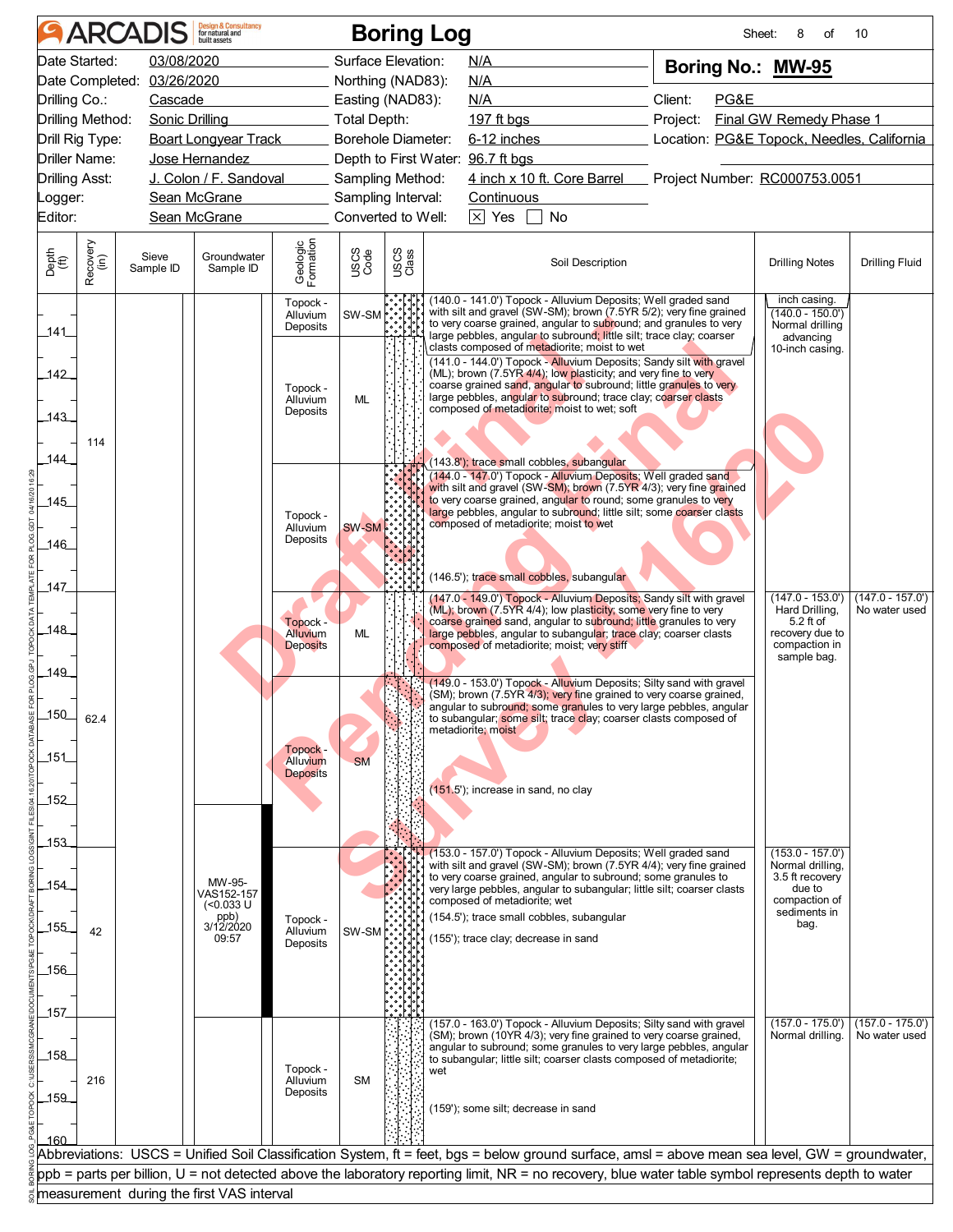# ARCADIS Boring Log

Sheet: 8 of 10

| | | | | | |
|---|---|---|---|---|---|
| Date Started: | 03/08/2020 | Surface Elevation: | N/A | **Boring No.: MW-95** | |
| Date Completed: | 03/26/2020 | Northing (NAD83): | N/A | | |
| Drilling Co.: | Cascade | Easting (NAD83): | N/A | Client: | PG&E |
| Drilling Method: | Sonic Drilling | Total Depth: | 197 ft bgs | Project: | Final GW Remedy Phase 1 |
| Drill Rig Type: | Boart Longyear Track | Borehole Diameter: | 6-12 inches | Location: | PG&E Topock, Needles, California |
| Driller Name: | Jose Hernandez | Depth to First Water: | 96.7 ft bgs | | |
| Drilling Asst: | J. Colon / F. Sandoval | Sampling Method: | 4 inch x 10 ft. Core Barrel | Project Number: | RC000753.0051 |
| Logger: | Sean McGrane | Sampling Interval: | Continuous | | |
| Editor: | Sean McGrane | Converted to Well: | ☒ Yes ☐ No | | |

| Depth (ft) | Recovery (in) | Sieve Sample ID | Groundwater Sample ID | Geologic Formation | USCS Code | Soil Description | Drilling Notes | Drilling Fluid |
|---|---|---|---|---|---|---|---|---|
| 140–141 | 114 | | | Topock - Alluvium Deposits | SW-SM | (140.0 - 141.0') Topock - Alluvium Deposits; Well graded sand with silt and gravel (SW-SM); brown (7.5YR 5/2); very fine grained to very coarse grained, angular to subround; and granules to very large pebbles, angular to subround; little silt; trace clay; coarser clasts composed of metadiorite; moist to wet | inch casing. (140.0 - 150.0') Normal drilling advancing 10-inch casing. | |
| 141–144 | | | | Topock - Alluvium Deposits | ML | (141.0 - 144.0') Topock - Alluvium Deposits; Sandy silt with gravel (ML); brown (7.5YR 4/4); low plasticity; and very fine to very coarse grained sand, angular to subround; little granules to very large pebbles, angular to subround; trace clay; coarser clasts composed of metadiorite; moist to wet; soft<br>(143.8'); trace small cobbles, subangular | | |
| 144–147 | | | | Topock - Alluvium Deposits | SW-SM | (144.0 - 147.0') Topock - Alluvium Deposits; Well graded sand with silt and gravel (SW-SM); brown (7.5YR 4/3); very fine grained to very coarse grained, angular to round; some granules to very large pebbles, angular to subround; little silt; some coarser clasts composed of metadiorite; moist to wet<br>(146.5'); trace small cobbles, subangular | | |
| 147–149 | 62.4 | | | Topock - Alluvium Deposits | ML | (147.0 - 149.0') Topock - Alluvium Deposits; Sandy silt with gravel (ML); brown (7.5YR 4/4); low plasticity; some very fine to very coarse grained sand, angular to subround; little granules to very large pebbles, angular to subangular; trace clay; coarser clasts composed of metadiorite; moist; very stiff | (147.0 - 153.0') Hard Drilling, 5.2 ft of recovery due to compaction in sample bag. | (147.0 - 157.0') No water used |
| 149–153 | | | | Topock - Alluvium Deposits | SM | (149.0 - 153.0') Topock - Alluvium Deposits; Silty sand with gravel (SM); brown (7.5YR 4/3); very fine grained to very coarse grained, angular to subround; some granules to very large pebbles, angular to subangular; some silt; trace clay; coarser clasts composed of metadiorite; moist<br>(151.5'); increase in sand, no clay | | |
| 153–157 | 42 | | MW-95-VAS152-157 (<0.033 U ppb) 3/12/2020 09:57 | Topock - Alluvium Deposits | SW-SM | (153.0 - 157.0') Topock - Alluvium Deposits; Well graded sand with silt and gravel (SW-SM); brown (7.5YR 4/4); very fine grained to very coarse grained, angular to subround; some granules to very large pebbles, angular to subangular; little silt; coarser clasts composed of metadiorite; wet<br>(154.5'); trace small cobbles, subangular<br>(155'); trace clay; decrease in sand | (153.0 - 157.0') Normal drilling, 3.5 ft recovery due to compaction of sediments in bag. | |
| 157–160 | 216 | | | Topock - Alluvium Deposits | SM | (157.0 - 163.0') Topock - Alluvium Deposits; Silty sand with gravel (SM); brown (10YR 4/3); very fine grained to very coarse grained, angular to subround; some granules to very large pebbles, angular to subangular; little silt; coarser clasts composed of metadiorite; wet<br>(159'); some silt; decrease in sand | (157.0 - 175.0') Normal drilling. | (157.0 - 175.0') No water used |

Abbreviations: USCS = Unified Soil Classification System, ft = feet, bgs = below ground surface, amsl = above mean sea level, GW = groundwater, ppb = parts per billion, U = not detected above the laboratory reporting limit, NR = no recovery, blue water table symbol represents depth to water measurement during the first VAS interval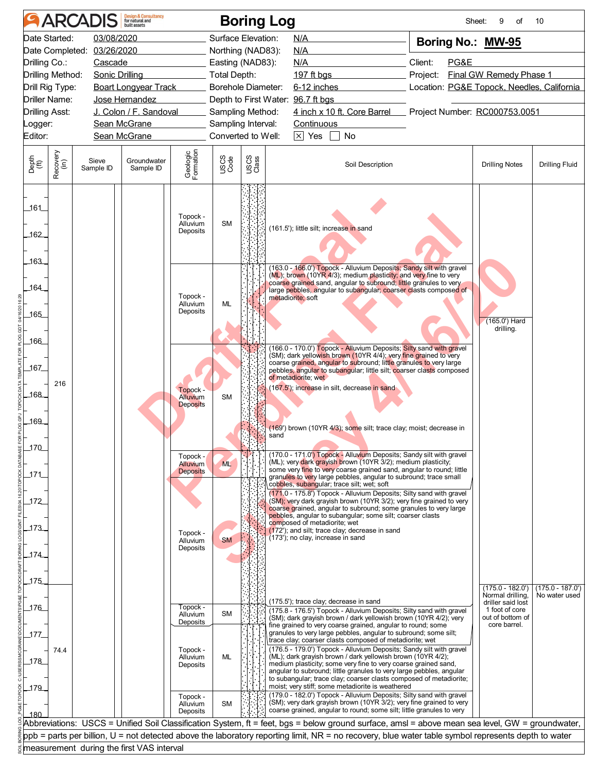# ARCADIS Boring Log

**Boring No.: MW-95**

| | | | |
|---|---|---|---|
| Date Started: | 03/08/2020 | Surface Elevation: | N/A |
| Date Completed: | 03/26/2020 | Northing (NAD83): | N/A |
| Drilling Co.: | Cascade | Easting (NAD83): | N/A |
| Drilling Method: | Sonic Drilling | Total Depth: | 197 ft bgs |
| Drill Rig Type: | Boart Longyear Track | Borehole Diameter: | 6-12 inches |
| Driller Name: | Jose Hernandez | Depth to First Water: | 96.7 ft bgs |
| Drilling Asst: | J. Colon / F. Sandoval | Sampling Method: | 4 inch x 10 ft. Core Barrel |
| Logger: | Sean McGrane | Sampling Interval: | Continuous |
| Editor: | Sean McGrane | Converted to Well: | [X] Yes [ ] No |

Client: PG&E
Project: Final GW Remedy Phase 1
Location: PG&E Topock, Needles, California
Project Number: RC000753.0051

| Depth (ft) | Recovery (in) | Sieve Sample ID | Groundwater Sample ID | Geologic Formation | USCS Code | Soil Description | Drilling Notes | Drilling Fluid |
|---|---|---|---|---|---|---|---|---|
| 160–163 | 216 | | | Topock - Alluvium Deposits | SM | (161.5'); little silt; increase in sand | | |
| 163–166 | | | | Topock - Alluvium Deposits | ML | (163.0 - 166.0') Topock - Alluvium Deposits; Sandy silt with gravel (ML); brown (10YR 4/3); medium plasticity; and very fine to very coarse grained sand, angular to subround; little granules to very large pebbles, angular to subangular; coarser clasts composed of metadiorite; soft | (165.0') Hard drilling. | |
| 166–170 | | | | Topock - Alluvium Deposits | SM | (166.0 - 170.0') Topock - Alluvium Deposits; Silty sand with gravel (SM); dark yellowish brown (10YR 4/4); very fine grained to very coarse grained, angular to subround; little granules to very large pebbles, angular to subangular; little silt; coarser clasts composed of metadiorite; wet<br>(167.5'); increase in silt, decrease in sand<br>(169') brown (10YR 4/3); some silt; trace clay; moist; decrease in sand | | |
| 170–171 | | | | Topock - Alluvium Deposits | ML | (170.0 - 171.0') Topock - Alluvium Deposits; Sandy silt with gravel (ML); very dark grayish brown (10YR 3/2); medium plasticity; some very fine to very coarse grained sand, angular to round; little granules to very large pebbles, angular to subround; trace small cobbles, subangular; trace silt; wet; soft | | |
| 171–175.8 | | | | Topock - Alluvium Deposits | SM | (171.0 - 175.8') Topock - Alluvium Deposits; Silty sand with gravel (SM); very dark grayish brown (10YR 3/2); very fine grained to very coarse grained, angular to subround; some granules to very large pebbles, angular to subangular; some silt; coarser clasts composed of metadiorite; wet<br>(172'); and silt; trace clay; decrease in sand<br>(173'); no clay, increase in sand<br>(175.5'); trace clay; decrease in sand | (175.0 - 182.0') Normal drilling, driller said lost 1 foot of core out of bottom of core barrel. | (175.0 - 187.0') No water used |
| 175.8–176.5 | 74.4 | | | Topock - Alluvium Deposits | SM | (175.8 - 176.5') Topock - Alluvium Deposits; Silty sand with gravel (SM); dark grayish brown / dark yellowish brown (10YR 4/2); very fine grained to very coarse grained, angular to round; some granules to very large pebbles, angular to subround; some silt; trace clay; coarser clasts composed of metadiorite; wet | | |
| 176.5–179 | | | | Topock - Alluvium Deposits | ML | (176.5 - 179.0') Topock - Alluvium Deposits; Sandy silt with gravel (ML); dark grayish brown / dark yellowish brown (10YR 4/2); medium plasticity; some very fine to very coarse grained sand, angular to subround; little granules to very large pebbles, angular to subangular; trace clay; coarser clasts composed of metadiorite; moist; very stiff; some metadiorite is weathered | | |
| 179–180 | | | | Topock - Alluvium Deposits | SM | (179.0 - 182.0') Topock - Alluvium Deposits; Silty sand with gravel (SM); very dark grayish brown (10YR 3/2); very fine grained to very coarse grained, angular to round; some silt; little granules to very | | |

Abbreviations: USCS = Unified Soil Classification System, ft = feet, bgs = below ground surface, amsl = above mean sea level, GW = groundwater, ppb = parts per billion, U = not detected above the laboratory reporting limit, NR = no recovery, blue water table symbol represents depth to water measurement during the first VAS interval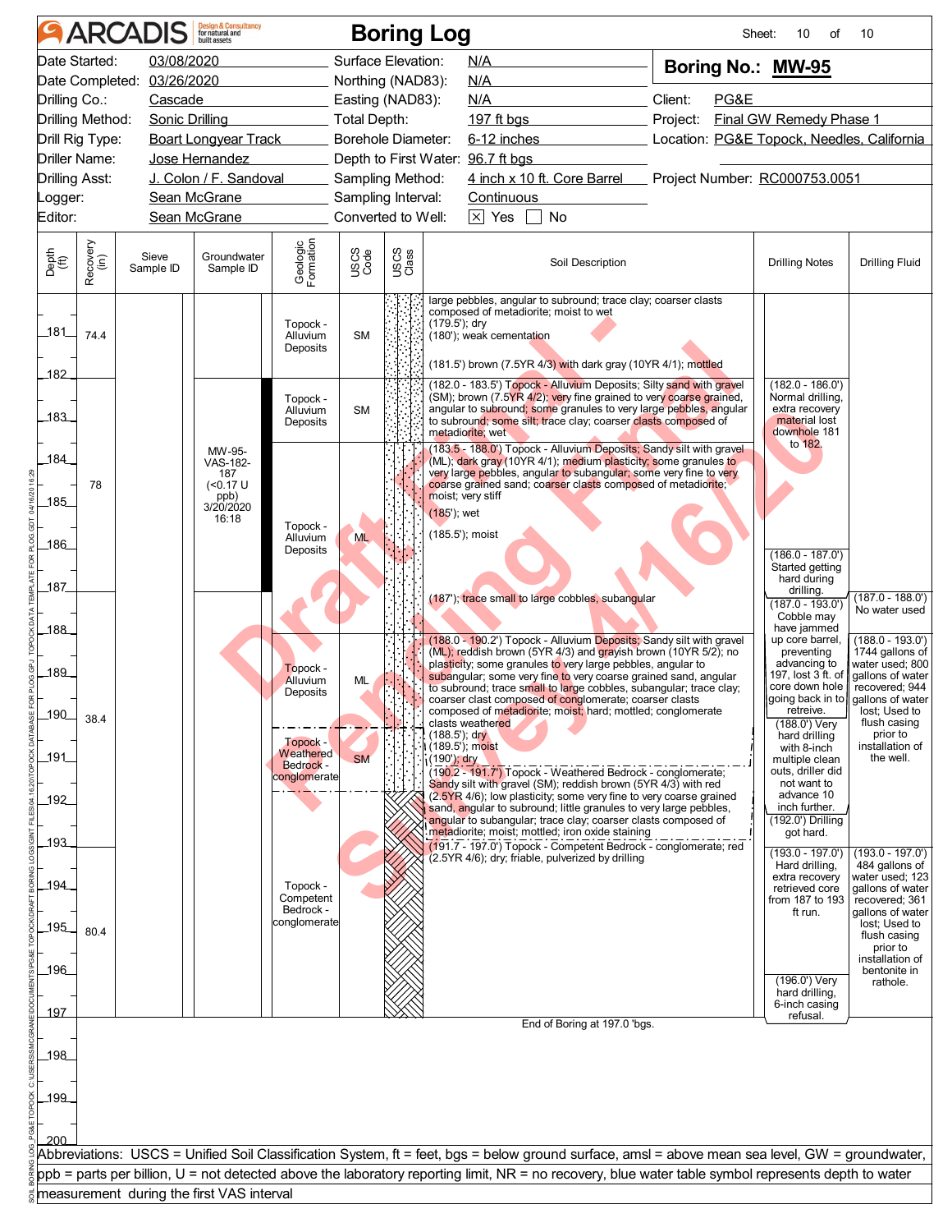# ARCADIS — Boring Log

**Boring No.: MW-95**

| | | | |
|---|---|---|---|
| Date Started: | 03/08/2020 | Surface Elevation: | N/A |
| Date Completed: | 03/26/2020 | Northing (NAD83): | N/A |
| Drilling Co.: | Cascade | Easting (NAD83): | N/A |
| Drilling Method: | Sonic Drilling | Total Depth: | 197 ft bgs |
| Drill Rig Type: | Boart Longyear Track | Borehole Diameter: | 6-12 inches |
| Driller Name: | Jose Hernandez | Depth to First Water: | 96.7 ft bgs |
| Drilling Asst: | J. Colon / F. Sandoval | Sampling Method: | 4 inch x 10 ft. Core Barrel |
| Logger: | Sean McGrane | Sampling Interval: | Continuous |
| Editor: | Sean McGrane | Converted to Well: | [X] Yes [ ] No |

Client: PG&E
Project: Final GW Remedy Phase 1
Location: PG&E Topock, Needles, California
Project Number: RC000753.0051

| Depth (ft) | Recovery (in) | Sieve Sample ID | Groundwater Sample ID | Geologic Formation | USCS Code | Soil Description | Drilling Notes | Drilling Fluid |
|---|---|---|---|---|---|---|---|---|
| 181 | 74.4 | | | Topock - Alluvium Deposits | SM | large pebbles, angular to subround; trace clay; coarser clasts composed of metadiorite; moist to wet (179.5'); dry (180'); weak cementation (181.5') brown (7.5YR 4/3) with dark gray (10YR 4/1); mottled | | |
| 182–183.5 | 78 | | MW-95-VAS-182-187 (<0.17 U ppb) 3/20/2020 16:18 | Topock - Alluvium Deposits | SM | (182.0 - 183.5') Topock - Alluvium Deposits; Silty sand with gravel (SM); brown (7.5YR 4/2); very fine grained to very coarse grained, angular to subround; some granules to very large pebbles, angular to subround; some silt; trace clay; coarser clasts composed of metadiorite; wet | (182.0 - 186.0') Normal drilling, extra recovery material lost downhole 181 to 182. | |
| 183.5–188 | | | | Topock - Alluvium Deposits | ML | (183.5 - 188.0') Topock - Alluvium Deposits; Sandy silt with gravel (ML); dark gray (10YR 4/1); medium plasticity; some granules to very large pebbles, angular to subangular; some very fine to very coarse grained sand; coarser clasts composed of metadiorite; moist; very stiff (185'); wet (185.5'); moist (187'); trace small to large cobbles, subangular | (186.0 - 187.0') Started getting hard during drilling. (187.0 - 193.0') Cobble may have jammed up core barrel, preventing advancing to 197, lost 3 ft. of core down hole going back in to retreive. | (187.0 - 188.0') No water used |
| 188–190.2 | 38.4 | | | Topock - Alluvium Deposits | ML | (188.0 - 190.2') Topock - Alluvium Deposits; Sandy silt with gravel (ML); reddish brown (5YR 4/3) and grayish brown (10YR 5/2); no plasticity; some granules to very large pebbles, angular to subangular; some very fine to very coarse grained sand, angular to subround; trace small to large cobbles, subangular; trace clay; coarser clast composed of conglomerate; coarser clasts composed of metadiorite; moist; hard; mottled; conglomerate clasts weathered (188.5'); dry (189.5'); moist (190'); dry | (188.0') Very hard drilling with 8-inch multiple clean outs, driller did not want to advance 10 inch further. | (188.0 - 193.0') 1744 gallons of water used; 800 gallons of water recovered; 944 gallons of water lost; Used to flush casing prior to installation of the well. |
| 190.2–191.7 | | | | Topock - Weathered Bedrock - conglomerate | SM | (190.2 - 191.7') Topock - Weathered Bedrock - conglomerate; Sandy silt with gravel (SM); reddish brown (5YR 4/3) with red (2.5YR 4/6); low plasticity; some very fine to very coarse grained sand, angular to subround; little granules to very large pebbles, angular to subangular; trace clay; coarser clasts composed of metadiorite; moist; mottled; iron oxide staining | (192.0') Drilling got hard. | |
| 191.7–197 | 80.4 | | | Topock - Competent Bedrock - conglomerate | | (191.7 - 197.0') Topock - Competent Bedrock - conglomerate; red (2.5YR 4/6); dry; friable, pulverized by drilling | (193.0 - 197.0') Hard drilling, extra recovery retrieved core from 187 to 193 ft run. (196.0') Very hard drilling, 6-inch casing refusal. | (193.0 - 197.0') 484 gallons of water used; 123 gallons of water recovered; 361 gallons of water lost; Used to flush casing prior to installation of bentonite in rathole. |

End of Boring at 197.0 'bgs.

Abbreviations: USCS = Unified Soil Classification System, ft = feet, bgs = below ground surface, amsl = above mean sea level, GW = groundwater, ppb = parts per billion, U = not detected above the laboratory reporting limit, NR = no recovery, blue water table symbol represents depth to water measurement during the first VAS interval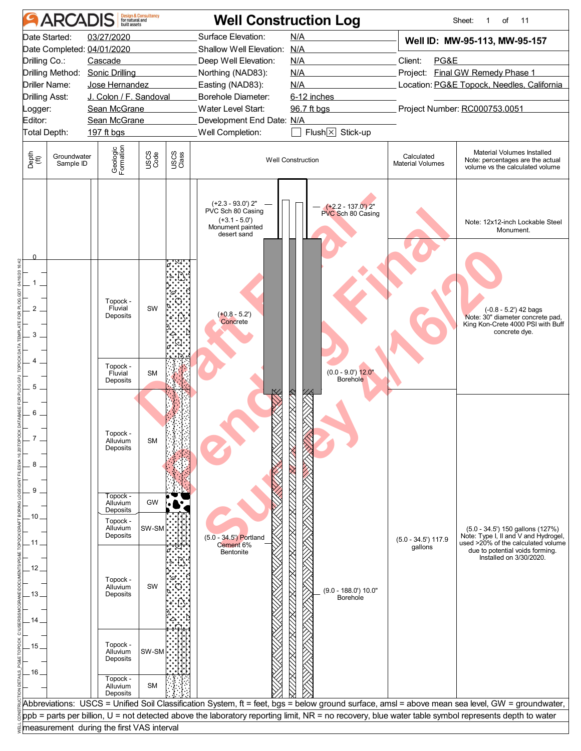# ARCADIS — Well Construction Log

Sheet: 1 of 11

| | | | | | |
|---|---|---|---|---|---|
| Date Started: | 03/27/2020 | Surface Elevation: | N/A | **Well ID: MW-95-113, MW-95-157** | |
| Date Completed: | 04/01/2020 | Shallow Well Elevation: | N/A | | |
| Drilling Co.: | Cascade | Deep Well Elevation: | N/A | Client: | PG&E |
| Drilling Method: | Sonic Drilling | Northing (NAD83): | N/A | Project: | Final GW Remedy Phase 1 |
| Driller Name: | Jose Hernandez | Easting (NAD83): | N/A | Location: | PG&E Topock, Needles, California |
| Drilling Asst: | J. Colon / F. Sandoval | Borehole Diameter: | 6-12 inches | | |
| Logger: | Sean McGrane | Water Level Start: | 96.7 ft bgs | Project Number: | RC000753.0051 |
| Editor: | Sean McGrane | Development End Date: | N/A | | |
| Total Depth: | 197 ft bgs | Well Completion: | ☐ Flush ☒ Stick-up | | |

| Depth (ft) | Geologic Formation | USCS Code |
|---|---|---|
| 0 – 3.8 | Topock - Fluvial Deposits | SW |
| 3.8 – 5.0 | Topock - Fluvial Deposits | SM |
| 5.0 – 9.0 | Topock - Alluvium Deposits | SM |
| 9.0 – 9.7 | Topock - Alluvium Deposits | GW |
| 9.7 – 11.0 | Topock - Alluvium Deposits | SW-SM |
| 11.0 – 14.3 | Topock - Alluvium Deposits | SW |
| 14.3 – 16.0 | Topock - Alluvium Deposits | SW-SM |
| 16.0 – | Topock - Alluvium Deposits | SM |

**Well Construction:**
- (+2.3 - 93.0') 2" PVC Sch 80 Casing
- (+2.2 - 137.0') 2" PVC Sch 80 Casing
- (+3.1 - 5.0') Monument painted desert sand
- (+0.8 - 5.2') Concrete
- (0.0 - 9.0') 12.0" Borehole
- (5.0 - 34.5') Portland Cement 6% Bentonite
- (9.0 - 188.0') 10.0" Borehole

| Calculated Material Volumes | Material Volumes Installed (Note: percentages are the actual volume vs the calculated volume) |
|---|---|
| | Note: 12x12-inch Lockable Steel Monument. |
| | (-0.8 - 5.2') 42 bags. Note: 30" diameter concrete pad, King Kon-Crete 4000 PSI with Buff concrete dye. |
| (5.0 - 34.5') 117.9 gallons | (5.0 - 34.5') 150 gallons (127%). Note: Type I, II and V and Hydrogel, used >20% of the calculated volume due to potential voids forming. Installed on 3/30/2020. |

Abbreviations: USCS = Unified Soil Classification System, ft = feet, bgs = below ground surface, amsl = above mean sea level, GW = groundwater, ppb = parts per billion, U = not detected above the laboratory reporting limit, NR = no recovery, blue water table symbol represents depth to water measurement during the first VAS interval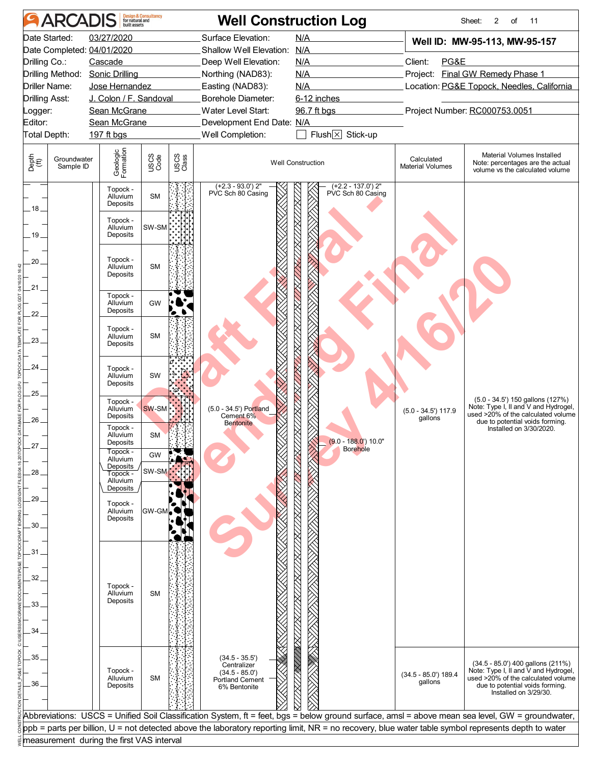# ARCADIS — Well Construction Log

Sheet: 2 of 11

| | | | |
|---|---|---|---|
| Date Started: | 03/27/2020 | Surface Elevation: | N/A |
| Date Completed: | 04/01/2020 | Shallow Well Elevation: | N/A |
| Drilling Co.: | Cascade | Deep Well Elevation: | N/A |
| Drilling Method: | Sonic Drilling | Northing (NAD83): | N/A |
| Driller Name: | Jose Hernandez | Easting (NAD83): | N/A |
| Drilling Asst: | J. Colon / F. Sandoval | Borehole Diameter: | 6-12 inches |
| Logger: | Sean McGrane | Water Level Start: | 96.7 ft bgs |
| Editor: | Sean McGrane | Development End Date: | N/A |
| Total Depth: | 197 ft bgs | Well Completion: | ☐ Flush ☒ Stick-up |

**Well ID: MW-95-113, MW-95-157**

Client: PG&E
Project: Final GW Remedy Phase 1
Location: PG&E Topock, Needles, California
Project Number: RC000753.0051

| Depth (ft) | Groundwater Sample ID | Geologic Formation | USCS Code | Well Construction | Calculated Material Volumes | Material Volumes Installed (Note: percentages are the actual volume vs the calculated volume) |
|---|---|---|---|---|---|---|
| 17–18 | | Topock - Alluvium Deposits | SM | (+2.3 - 93.0') 2" PVC Sch 80 Casing; (+2.2 - 137.0') 2" PVC Sch 80 Casing | | |
| 18–19 | | Topock - Alluvium Deposits | SW-SM | | | |
| 19–21 | | Topock - Alluvium Deposits | SM | | | |
| 21–22 | | Topock - Alluvium Deposits | GW | | | |
| 22–23.5 | | Topock - Alluvium Deposits | SM | | | |
| 23.5–25 | | Topock - Alluvium Deposits | SW | | | |
| 25–26 | | Topock - Alluvium Deposits | SW-SM | (5.0 - 34.5') Portland Cement 6% Bentonite | (5.0 - 34.5') 117.9 gallons | (5.0 - 34.5') 150 gallons (127%) Note: Type I, II and V and Hydrogel, used >20% of the calculated volume due to potential voids forming. Installed on 3/30/2020. |
| 26–27 | | Topock - Alluvium Deposits | SM | (9.0 - 188.0') 10.0" Borehole | | |
| 27–28 | | Topock - Alluvium Deposits | GW | | | |
| 28–28.5 | | Topock - Alluvium Deposits | SW-SM | | | |
| 28.5–30.5 | | Topock - Alluvium Deposits | GW-GM | | | |
| 30.5–34.5 | | Topock - Alluvium Deposits | SM | | | |
| 34.5–37 | | Topock - Alluvium Deposits | SM | (34.5 - 35.5') Centralizer; (34.5 - 85.0') Portland Cement 6% Bentonite | (34.5 - 85.0') 189.4 gallons | (34.5 - 85.0') 400 gallons (211%) Note: Type I, II and V and Hydrogel, used >20% of the calculated volume due to potential voids forming. Installed on 3/29/30. |

Abbreviations: USCS = Unified Soil Classification System, ft = feet, bgs = below ground surface, amsl = above mean sea level, GW = groundwater, ppb = parts per billion, U = not detected above the laboratory reporting limit, NR = no recovery, blue water table symbol represents depth to water measurement during the first VAS interval

Draft Final - Pending Final Survey 4/16/20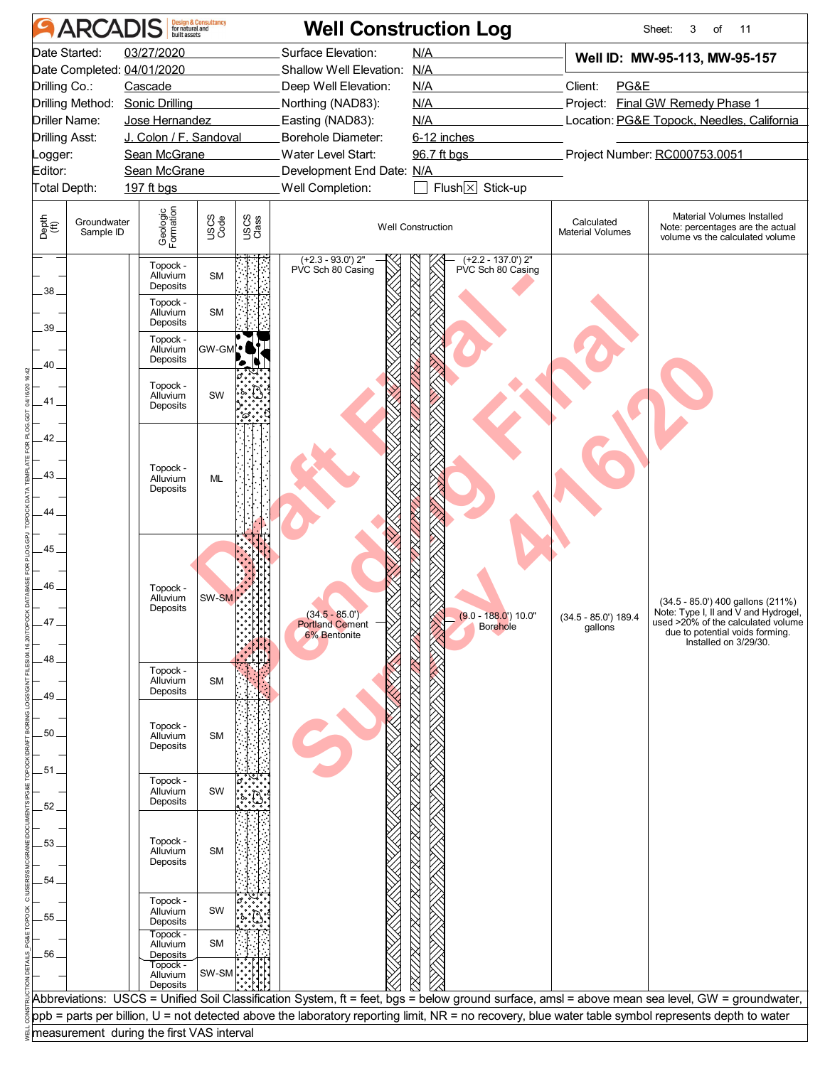# Well Construction Log

ARCADIS Design & Consultancy for natural and built assets

| | | | | | |
|---|---|---|---|---|---|
| Date Started: | 03/27/2020 | Surface Elevation: | N/A | **Well ID: MW-95-113, MW-95-157** | |
| Date Completed: | 04/01/2020 | Shallow Well Elevation: | N/A | | |
| Drilling Co.: | Cascade | Deep Well Elevation: | N/A | Client: | PG&E |
| Drilling Method: | Sonic Drilling | Northing (NAD83): | N/A | Project: | Final GW Remedy Phase 1 |
| Driller Name: | Jose Hernandez | Easting (NAD83): | N/A | Location: | PG&E Topock, Needles, California |
| Drilling Asst: | J. Colon / F. Sandoval | Borehole Diameter: | 6-12 inches | | |
| Logger: | Sean McGrane | Water Level Start: | 96.7 ft bgs | Project Number: | RC000753.0051 |
| Editor: | Sean McGrane | Development End Date: | N/A | | |
| Total Depth: | 197 ft bgs | Well Completion: | ☐ Flush ☒ Stick-up | | |

| Depth (ft) | Groundwater Sample ID | Geologic Formation | USCS Code | Well Construction | Calculated Material Volumes | Material Volumes Installed (Note: percentages are the actual volume vs the calculated volume) |
|---|---|---|---|---|---|---|
| 37–38 | | Topock - Alluvium Deposits | SM | (+2.3 - 93.0') 2" PVC Sch 80 Casing; (+2.2 - 137.0') 2" PVC Sch 80 Casing | | |
| 38–39 | | Topock - Alluvium Deposits | SM | | | |
| 39–40 | | Topock - Alluvium Deposits | GW-GM | | | |
| 40–41.5 | | Topock - Alluvium Deposits | SW | | | |
| 41.5–44.5 | | Topock - Alluvium Deposits | ML | | | |
| 44.5–48 | | Topock - Alluvium Deposits | SW-SM | (34.5 - 85.0') Portland Cement 6% Bentonite; (9.0 - 188.0') 10.0" Borehole | (34.5 - 85.0') 189.4 gallons | (34.5 - 85.0') 400 gallons (211%) Note: Type I, II and V and Hydrogel, used >20% of the calculated volume due to potential voids forming. Installed on 3/29/30. |
| 48–49 | | Topock - Alluvium Deposits | SM | | | |
| 49–51 | | Topock - Alluvium Deposits | SM | | | |
| 51–52 | | Topock - Alluvium Deposits | SW | | | |
| 52–54.3 | | Topock - Alluvium Deposits | SM | | | |
| 54.3–55.3 | | Topock - Alluvium Deposits | SW | | | |
| 55.3–56.2 | | Topock - Alluvium Deposits | SM | | | |
| 56.2–57 | | Topock - Alluvium Deposits | SW-SM | | | |

Abbreviations: USCS = Unified Soil Classification System, ft = feet, bgs = below ground surface, amsl = above mean sea level, GW = groundwater, ppb = parts per billion, U = not detected above the laboratory reporting limit, NR = no recovery, blue water table symbol represents depth to water measurement during the first VAS interval

Draft Final - Pending Final Survey 4/16/20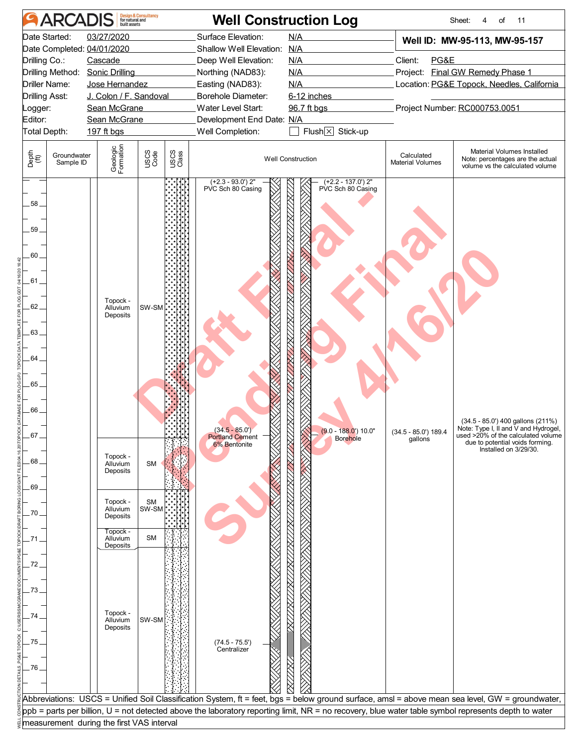# ARCADIS Well Construction Log

| | | | | | |
|---|---|---|---|---|---|
| Date Started: | 03/27/2020 | Surface Elevation: | N/A | **Well ID: MW-95-113, MW-95-157** | |
| Date Completed: | 04/01/2020 | Shallow Well Elevation: | N/A | | |
| Drilling Co.: | Cascade | Deep Well Elevation: | N/A | Client: | PG&E |
| Drilling Method: | Sonic Drilling | Northing (NAD83): | N/A | Project: | Final GW Remedy Phase 1 |
| Driller Name: | Jose Hernandez | Easting (NAD83): | N/A | Location: | PG&E Topock, Needles, California |
| Drilling Asst: | J. Colon / F. Sandoval | Borehole Diameter: | 6-12 inches | | |
| Logger: | Sean McGrane | Water Level Start: | 96.7 ft bgs | Project Number: | RC000753.0051 |
| Editor: | Sean McGrane | Development End Date: | N/A | | |
| Total Depth: | 197 ft bgs | Well Completion: | ☐ Flush ☒ Stick-up | | |

| Depth (ft) | Groundwater Sample ID | Geologic Formation | USCS Code | Well Construction | Calculated Material Volumes | Material Volumes Installed (Note: percentages are the actual volume vs the calculated volume) |
|---|---|---|---|---|---|---|
| 57–67 | | Topock - Alluvium Deposits | SW-SM | (+2.3 - 93.0') 2" PVC Sch 80 Casing; (+2.2 - 137.0') 2" PVC Sch 80 Casing | | |
| 67–69 | | Topock - Alluvium Deposits | SM | (34.5 - 85.0') Portland Cement 6% Bentonite; (9.0 - 188.0') 10.0" Borehole | (34.5 - 85.0') 189.4 gallons | (34.5 - 85.0') 400 gallons (211%) Note: Type I, II and V and Hydrogel, used >20% of the calculated volume due to potential voids forming. Installed on 3/29/30. |
| 69–70.5 | | Topock - Alluvium Deposits | SM SW-SM | | | |
| 70.5–71.3 | | Topock - Alluvium Deposits | SM | | | |
| 71.3–77 | | Topock - Alluvium Deposits | SW-SM | (74.5 - 75.5') Centralizer | | |

Abbreviations: USCS = Unified Soil Classification System, ft = feet, bgs = below ground surface, amsl = above mean sea level, GW = groundwater, ppb = parts per billion, U = not detected above the laboratory reporting limit, NR = no recovery, blue water table symbol represents depth to water measurement during the first VAS interval

Draft Final - Pending Final Survey 4/16/20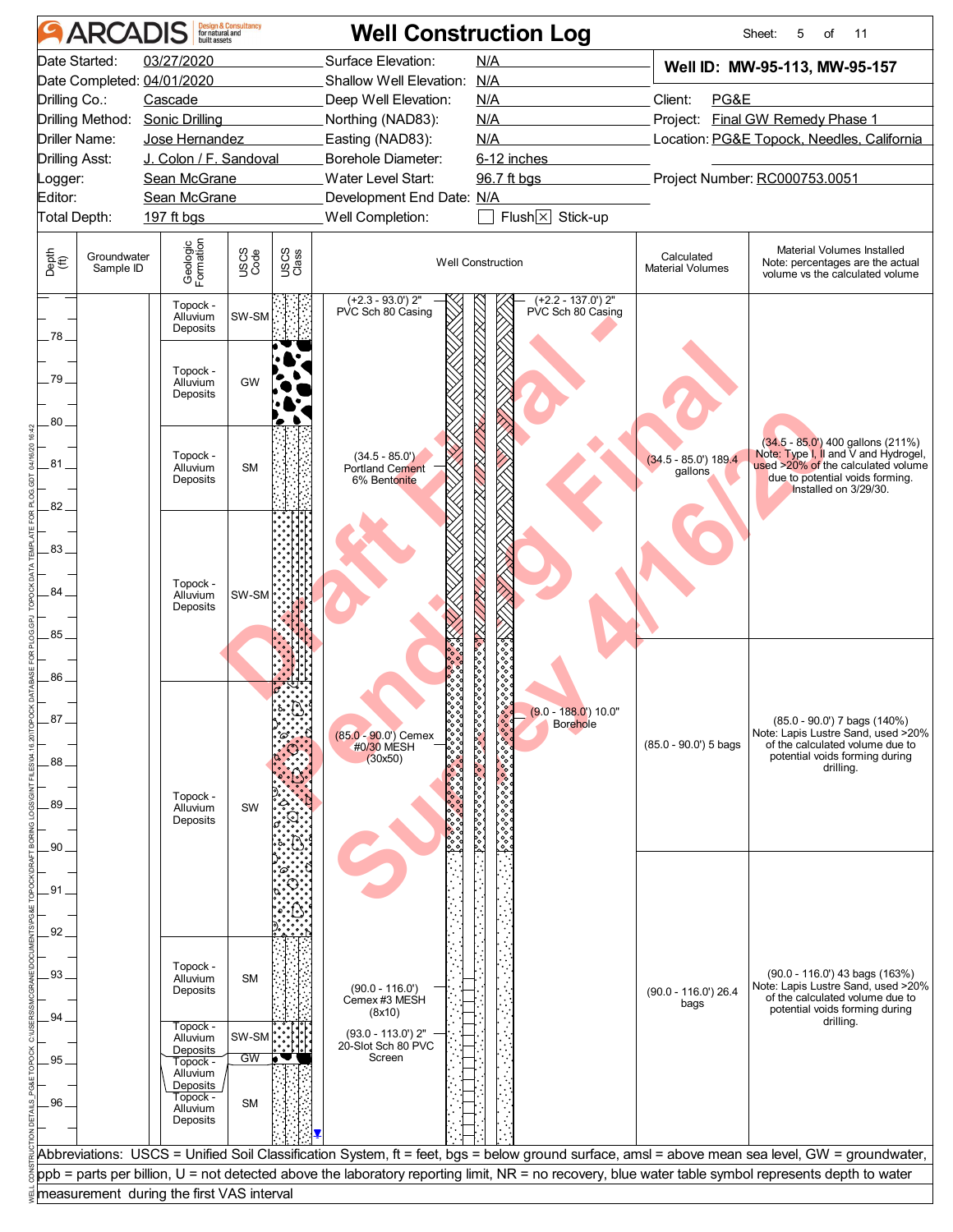# Well Construction Log

**ARCADIS** Design & Consultancy for natural and built assets

| | | | | |
|---|---|---|---|---|
| Date Started: | 03/27/2020 | Surface Elevation: | N/A | **Well ID: MW-95-113, MW-95-157** |
| Date Completed: | 04/01/2020 | Shallow Well Elevation: | N/A | |
| Drilling Co.: | Cascade | Deep Well Elevation: | N/A | Client: PG&E |
| Drilling Method: | Sonic Drilling | Northing (NAD83): | N/A | Project: Final GW Remedy Phase 1 |
| Driller Name: | Jose Hernandez | Easting (NAD83): | N/A | Location: PG&E Topock, Needles, California |
| Drilling Asst: | J. Colon / F. Sandoval | Borehole Diameter: | 6-12 inches | |
| Logger: | Sean McGrane | Water Level Start: | 96.7 ft bgs | Project Number: RC000753.0051 |
| Editor: | Sean McGrane | Development End Date: | N/A | |
| Total Depth: | 197 ft bgs | Well Completion: | ☐ Flush ☒ Stick-up | |

| Depth (ft) | Groundwater Sample ID | Geologic Formation | USCS Code | Well Construction | Calculated Material Volumes | Material Volumes Installed (Note: percentages are the actual volume vs the calculated volume) |
|---|---|---|---|---|---|---|
| 77–78 | | Topock - Alluvium Deposits | SW-SM | (+2.3 - 93.0') 2" PVC Sch 80 Casing; (+2.2 - 137.0') 2" PVC Sch 80 Casing | | |
| 78–80 | | Topock - Alluvium Deposits | GW | | | |
| 80–82 | | Topock - Alluvium Deposits | SM | (34.5 - 85.0') Portland Cement 6% Bentonite | (34.5 - 85.0') 189.4 gallons | (34.5 - 85.0') 400 gallons (211%) Note: Type I, II and V and Hydrogel, used >20% of the calculated volume due to potential voids forming. Installed on 3/29/30. |
| 82–86 | | Topock - Alluvium Deposits | SW-SM | | | |
| 86–92 | | Topock - Alluvium Deposits | SW | (85.0 - 90.0') Cemex #0/30 MESH (30x50); (9.0 - 188.0') 10.0" Borehole | (85.0 - 90.0') 5 bags | (85.0 - 90.0') 7 bags (140%) Note: Lapis Lustre Sand, used >20% of the calculated volume due to potential voids forming during drilling. |
| 92–94 | | Topock - Alluvium Deposits | SM | (90.0 - 116.0') Cemex #3 MESH (8x10); (93.0 - 113.0') 2" 20-Slot Sch 80 PVC Screen | (90.0 - 116.0') 26.4 bags | (90.0 - 116.0') 43 bags (163%) Note: Lapis Lustre Sand, used >20% of the calculated volume due to potential voids forming during drilling. |
| 94–94.8 | | Topock - Alluvium Deposits | SW-SM | | | |
| 94.8–95.2 | | Topock - Alluvium Deposits | GW | | | |
| 95.2–97 | | Topock - Alluvium Deposits | SM | | | |

Abbreviations: USCS = Unified Soil Classification System, ft = feet, bgs = below ground surface, amsl = above mean sea level, GW = groundwater, ppb = parts per billion, U = not detected above the laboratory reporting limit, NR = no recovery, blue water table symbol represents depth to water measurement during the first VAS interval

Draft Final - Pending Final Survey 4/16/20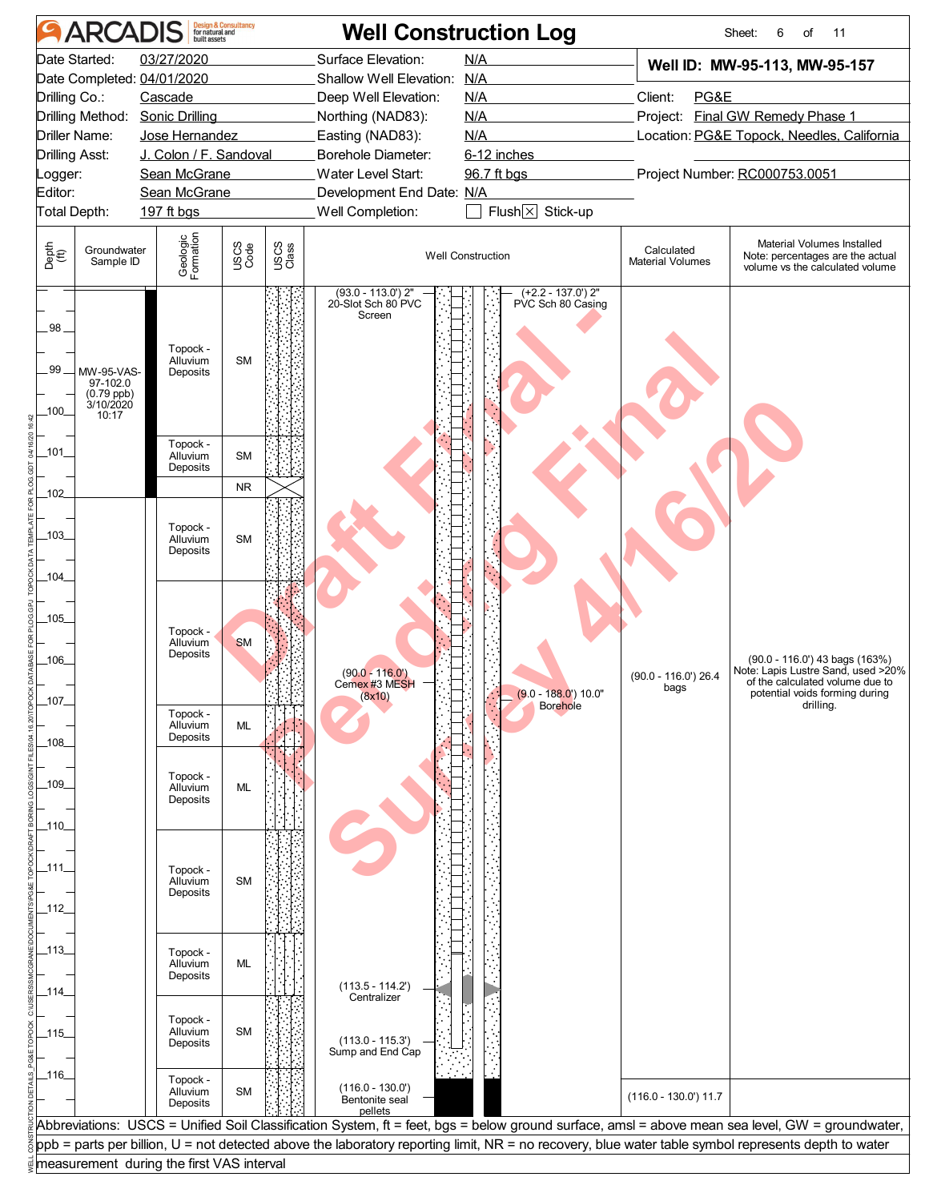# ARCADIS — Well Construction Log

Sheet: 6 of 11

| | | | |
|---|---|---|---|
| Date Started: | 03/27/2020 | Surface Elevation: | N/A |
| Date Completed: | 04/01/2020 | Shallow Well Elevation: | N/A |
| Drilling Co.: | Cascade | Deep Well Elevation: | N/A |
| Drilling Method: | Sonic Drilling | Northing (NAD83): | N/A |
| Driller Name: | Jose Hernandez | Easting (NAD83): | N/A |
| Drilling Asst: | J. Colon / F. Sandoval | Borehole Diameter: | 6-12 inches |
| Logger: | Sean McGrane | Water Level Start: | 96.7 ft bgs |
| Editor: | Sean McGrane | Development End Date: | N/A |
| Total Depth: | 197 ft bgs | Well Completion: | ☐ Flush ☒ Stick-up |

**Well ID: MW-95-113, MW-95-157**

Client: PG&E
Project: Final GW Remedy Phase 1
Location: PG&E Topock, Needles, California
Project Number: RC000753.0051

| Depth (ft) | Groundwater Sample ID | Geologic Formation | USCS Code | Well Construction | Calculated Material Volumes | Material Volumes Installed (Note: percentages are the actual volume vs the calculated volume) |
|---|---|---|---|---|---|---|
| 97–100 | MW-95-VAS-97-102.0 (0.79 ppb) 3/10/2020 10:17 | Topock - Alluvium Deposits | SM | (93.0 - 113.0') 2" 20-Slot Sch 80 PVC Screen; (+2.2 - 137.0') 2" PVC Sch 80 Casing | | |
| 100.5–101.5 | | Topock - Alluvium Deposits | SM | | | |
| 101.5–102 | | | NR | | | |
| 102–104 | | Topock - Alluvium Deposits | SM | | | |
| 104–107 | | Topock - Alluvium Deposits | SM | (90.0 - 116.0') Cemex #3 MESH (8x10); (9.0 - 188.0') 10.0" Borehole | (90.0 - 116.0') 26.4 bags | (90.0 - 116.0') 43 bags (163%) Note: Lapis Lustre Sand, used >20% of the calculated volume due to potential voids forming during drilling. |
| 107–108 | | Topock - Alluvium Deposits | ML | | | |
| 108–110 | | Topock - Alluvium Deposits | ML | | | |
| 110–112.5 | | Topock - Alluvium Deposits | SM | | | |
| 112.5–114 | | Topock - Alluvium Deposits | ML | (113.5 - 114.2') Centralizer | | |
| 114–115.5 | | Topock - Alluvium Deposits | SM | (113.0 - 115.3') Sump and End Cap | | |
| 115.5–117 | | Topock - Alluvium Deposits | SM | (116.0 - 130.0') Bentonite seal pellets | (116.0 - 130.0') 11.7 | |

Abbreviations: USCS = Unified Soil Classification System, ft = feet, bgs = below ground surface, amsl = above mean sea level, GW = groundwater, ppb = parts per billion, U = not detected above the laboratory reporting limit, NR = no recovery, blue water table symbol represents depth to water measurement during the first VAS interval

Draft Final - Pending Final Survey 4/16/20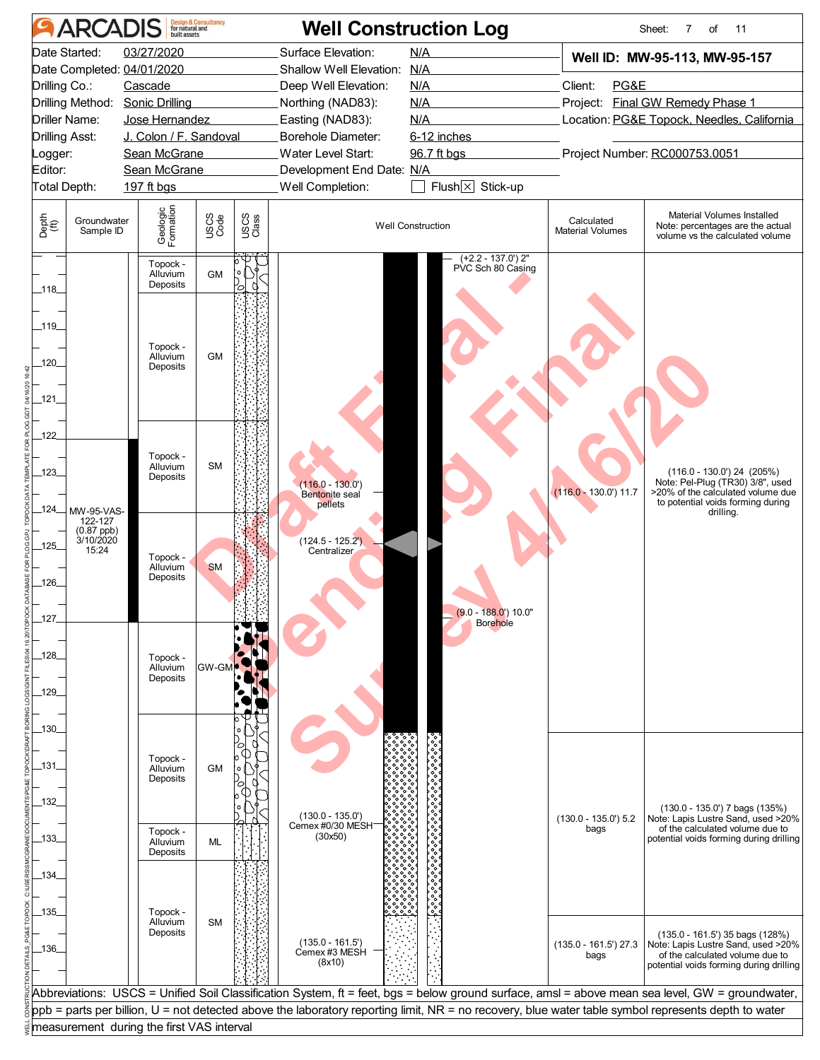# Well Construction Log

**ARCADIS** Design & Consultancy for natural and built assets

| | | | |
|---|---|---|---|
| Date Started: | 03/27/2020 | Surface Elevation: | N/A |
| Date Completed: | 04/01/2020 | Shallow Well Elevation: | N/A |
| Drilling Co.: | Cascade | Deep Well Elevation: | N/A |
| Drilling Method: | Sonic Drilling | Northing (NAD83): | N/A |
| Driller Name: | Jose Hernandez | Easting (NAD83): | N/A |
| Drilling Asst: | J. Colon / F. Sandoval | Borehole Diameter: | 6-12 inches |
| Logger: | Sean McGrane | Water Level Start: | 96.7 ft bgs |
| Editor: | Sean McGrane | Development End Date: | N/A |
| Total Depth: | 197 ft bgs | Well Completion: | ☐ Flush ☒ Stick-up |

**Well ID: MW-95-113, MW-95-157**

Client: PG&E
Project: Final GW Remedy Phase 1
Location: PG&E Topock, Needles, California
Project Number: RC000753.0051

| Depth (ft) | Groundwater Sample ID | Geologic Formation | USCS Code |
|---|---|---|---|
| 117-118 | | Topock - Alluvium Deposits | GM |
| 118-121.5 | | Topock - Alluvium Deposits | GM |
| 121.5-124 | | Topock - Alluvium Deposits | SM |
| 124-127 | MW-95-VAS-122-127 (0.87 ppb) 3/10/2020 15:24 | Topock - Alluvium Deposits | SM |
| 127-129.5 | | Topock - Alluvium Deposits | GW-GM |
| 129.5-132.5 | | Topock - Alluvium Deposits | GM |
| 132.5-133.5 | | Topock - Alluvium Deposits | ML |
| 133.5-137 | | Topock - Alluvium Deposits | SM |

**Well Construction:**
- (+2.2 - 137.0') 2" PVC Sch 80 Casing
- (116.0 - 130.0') Bentonite seal pellets
- (124.5 - 125.2') Centralizer
- (9.0 - 188.0') 10.0" Borehole
- (130.0 - 135.0') Cemex #0/30 MESH (30x50)
- (135.0 - 161.5') Cemex #3 MESH (8x10)

| Calculated Material Volumes | Material Volumes Installed (Note: percentages are the actual volume vs the calculated volume) |
|---|---|
| (116.0 - 130.0') 11.7 | (116.0 - 130.0') 24 (205%) Note: Pel-Plug (TR30) 3/8", used >20% of the calculated volume due to potential voids forming during drilling. |
| (130.0 - 135.0') 5.2 bags | (130.0 - 135.0') 7 bags (135%) Note: Lapis Lustre Sand, used >20% of the calculated volume due to potential voids forming during drilling |
| (135.0 - 161.5') 27.3 bags | (135.0 - 161.5') 35 bags (128%) Note: Lapis Lustre Sand, used >20% of the calculated volume due to potential voids forming during drilling |

Abbreviations: USCS = Unified Soil Classification System, ft = feet, bgs = below ground surface, amsl = above mean sea level, GW = groundwater, ppb = parts per billion, U = not detected above the laboratory reporting limit, NR = no recovery, blue water table symbol represents depth to water measurement during the first VAS interval

Draft Final - Pending Final Survey 4/16/20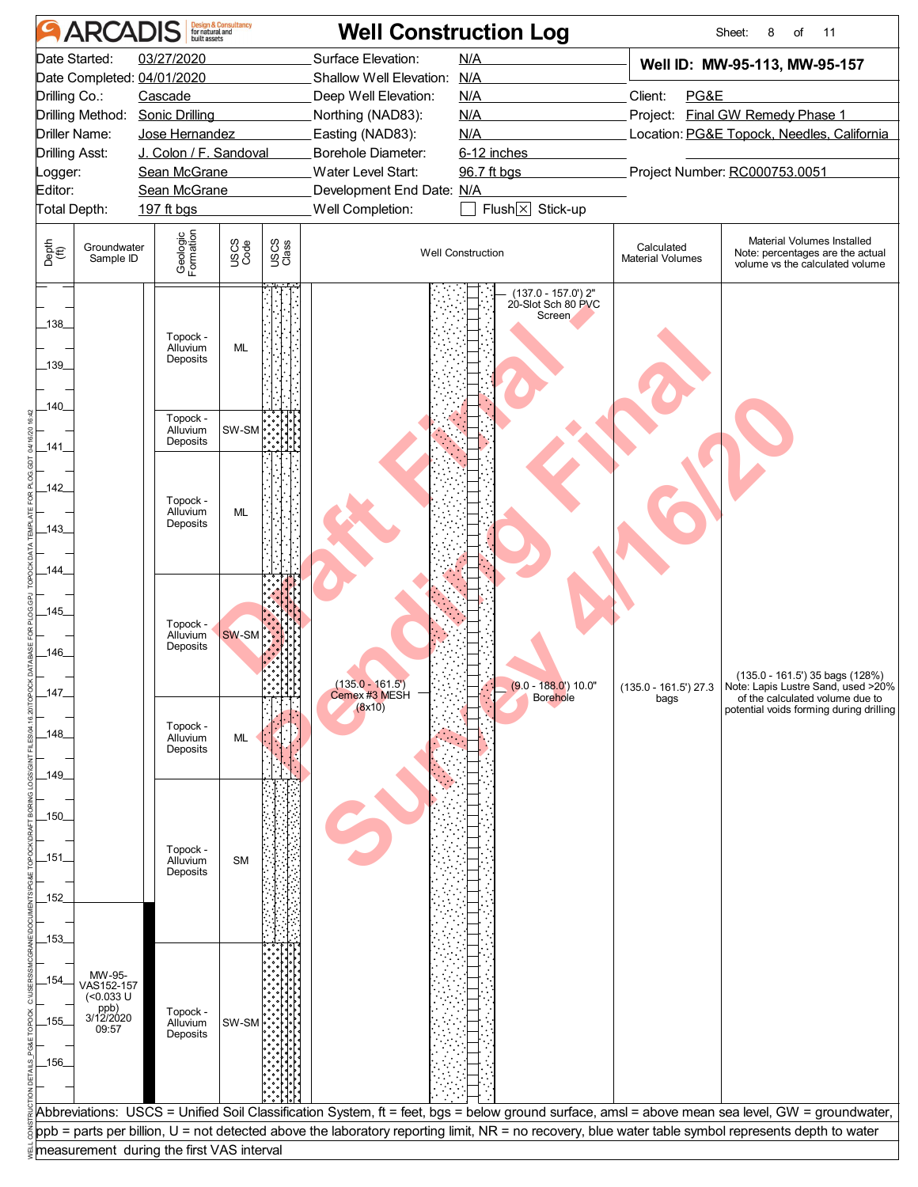# Well Construction Log

**Well ID: MW-95-113, MW-95-157**

| | | | |
|---|---|---|---|
| Date Started: | 03/27/2020 | Surface Elevation: | N/A |
| Date Completed: | 04/01/2020 | Shallow Well Elevation: | N/A |
| Drilling Co.: | Cascade | Deep Well Elevation: | N/A |
| Drilling Method: | Sonic Drilling | Northing (NAD83): | N/A |
| Driller Name: | Jose Hernandez | Easting (NAD83): | N/A |
| Drilling Asst: | J. Colon / F. Sandoval | Borehole Diameter: | 6-12 inches |
| Logger: | Sean McGrane | Water Level Start: | 96.7 ft bgs |
| Editor: | Sean McGrane | Development End Date: | N/A |
| Total Depth: | 197 ft bgs | Well Completion: | ☐ Flush ☒ Stick-up |

Client: PG&E
Project: Final GW Remedy Phase 1
Location: PG&E Topock, Needles, California
Project Number: RC000753.0051

| Depth (ft) | Groundwater Sample ID | Geologic Formation | USCS Code | Well Construction | Calculated Material Volumes | Material Volumes Installed (Note: percentages are the actual volume vs the calculated volume) |
|---|---|---|---|---|---|---|
| 137–140 | | Topock - Alluvium Deposits | ML | (137.0 - 157.0') 2" 20-Slot Sch 80 PVC Screen | | |
| 140–141 | | Topock - Alluvium Deposits | SW-SM | | | |
| 141–144 | | Topock - Alluvium Deposits | ML | | | |
| 144–147 | | Topock - Alluvium Deposits | SW-SM | (135.0 - 161.5') Cemex #3 MESH (8x10); (9.0 - 188.0') 10.0" Borehole | (135.0 - 161.5') 27.3 bags | (135.0 - 161.5') 35 bags (128%) Note: Lapis Lustre Sand, used >20% of the calculated volume due to potential voids forming during drilling |
| 147–149 | | Topock - Alluvium Deposits | ML | | | |
| 149–153 | | Topock - Alluvium Deposits | SM | | | |
| 153–157 | MW-95-VAS152-157 (<0.033 U ppb) 3/12/2020 09:57 | Topock - Alluvium Deposits | SW-SM | | | |

Abbreviations: USCS = Unified Soil Classification System, ft = feet, bgs = below ground surface, amsl = above mean sea level, GW = groundwater, ppb = parts per billion, U = not detected above the laboratory reporting limit, NR = no recovery, blue water table symbol represents depth to water measurement during the first VAS interval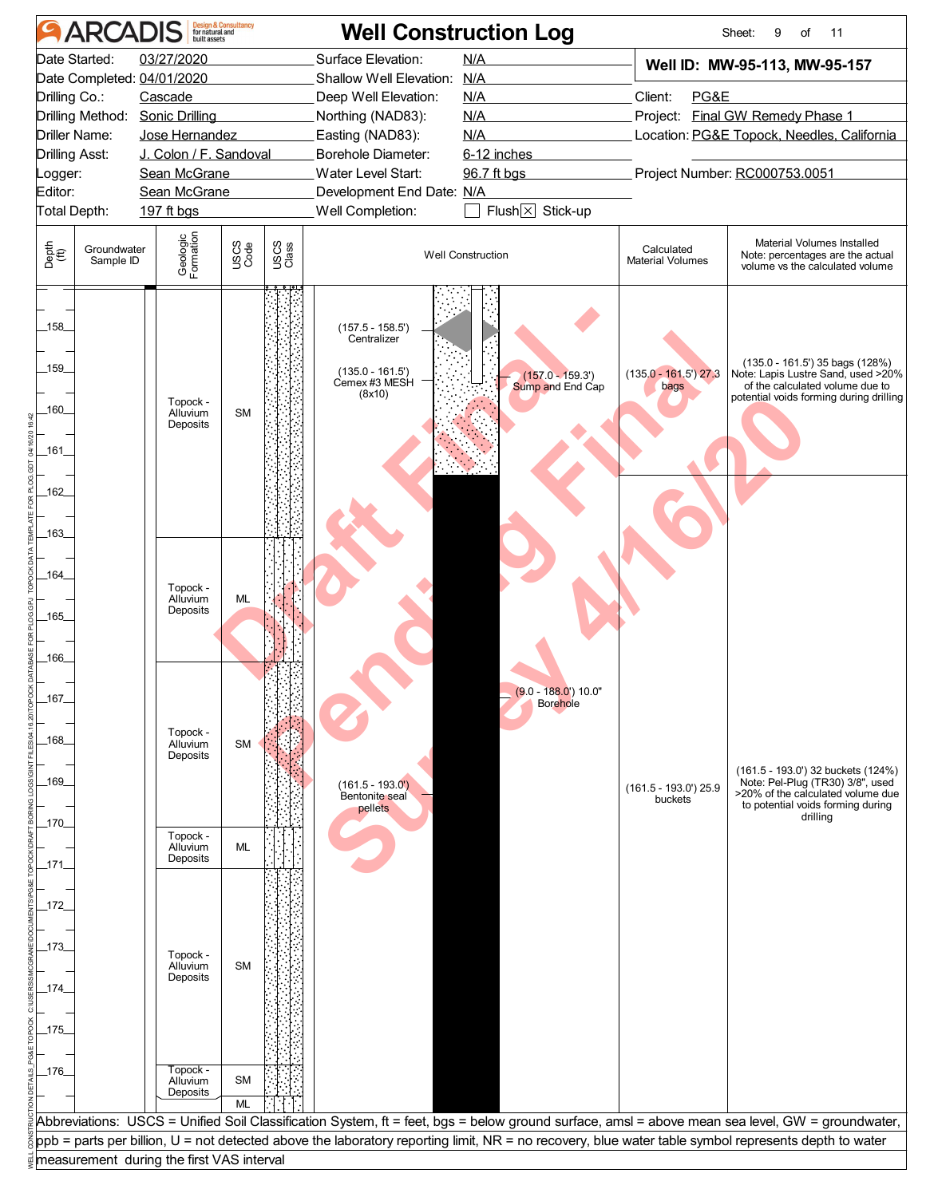# ARCADIS Well Construction Log

| | | | |
|---|---|---|---|
| Date Started: | 03/27/2020 | Surface Elevation: | N/A |
| Date Completed: | 04/01/2020 | Shallow Well Elevation: | N/A |
| Drilling Co.: | Cascade | Deep Well Elevation: | N/A |
| Drilling Method: | Sonic Drilling | Northing (NAD83): | N/A |
| Driller Name: | Jose Hernandez | Easting (NAD83): | N/A |
| Drilling Asst: | J. Colon / F. Sandoval | Borehole Diameter: | 6-12 inches |
| Logger: | Sean McGrane | Water Level Start: | 96.7 ft bgs |
| Editor: | Sean McGrane | Development End Date: | N/A |
| Total Depth: | 197 ft bgs | Well Completion: | ☐ Flush ☒ Stick-up |

**Well ID: MW-95-113, MW-95-157**

Client: PG&E
Project: Final GW Remedy Phase 1
Location: PG&E Topock, Needles, California
Project Number: RC000753.0051

| Depth (ft) | Groundwater Sample ID | Geologic Formation | USCS Code | Well Construction | Calculated Material Volumes | Material Volumes Installed (Note: percentages are the actual volume vs the calculated volume) |
|---|---|---|---|---|---|---|
| 157–163 | | Topock - Alluvium Deposits | SM | (157.5 - 158.5') Centralizer; (135.0 - 161.5') Cemex #3 MESH (8x10); (157.0 - 159.3') Sump and End Cap | (135.0 - 161.5') 27.3 bags | (135.0 - 161.5') 35 bags (128%) Note: Lapis Lustre Sand, used >20% of the calculated volume due to potential voids forming during drilling |
| 163–166 | | Topock - Alluvium Deposits | ML | | | |
| 166–170 | | Topock - Alluvium Deposits | SM | (9.0 - 188.0') 10.0" Borehole; (161.5 - 193.0') Bentonite seal pellets | (161.5 - 193.0') 25.9 buckets | (161.5 - 193.0') 32 buckets (124%) Note: Pel-Plug (TR30) 3/8", used >20% of the calculated volume due to potential voids forming during drilling |
| 170–171 | | Topock - Alluvium Deposits | ML | | | |
| 171–176 | | Topock - Alluvium Deposits | SM | | | |
| 176–177 | | Topock - Alluvium Deposits | SM | | | |
| 177 | | | ML | | | |

Abbreviations: USCS = Unified Soil Classification System, ft = feet, bgs = below ground surface, amsl = above mean sea level, GW = groundwater, ppb = parts per billion, U = not detected above the laboratory reporting limit, NR = no recovery, blue water table symbol represents depth to water measurement during the first VAS interval

Draft Final - Pending Final Survey 4/16/20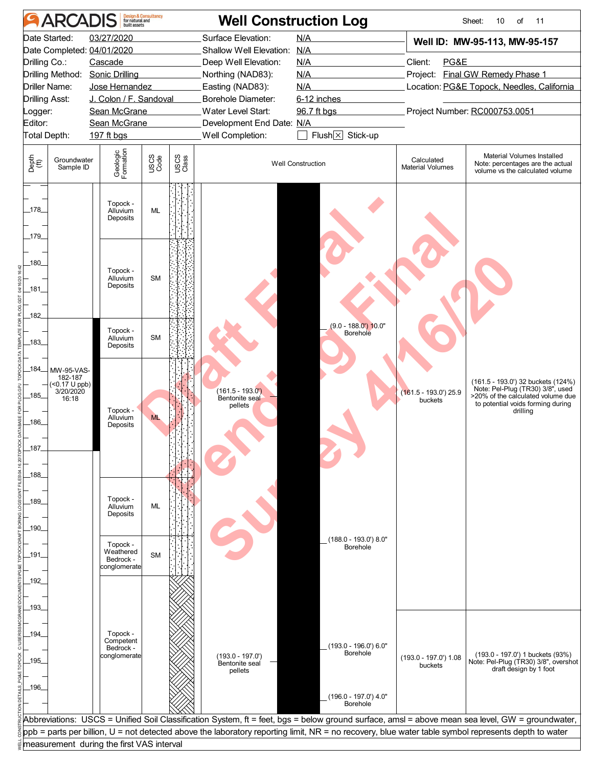# ARCADIS — Well Construction Log

Sheet: 10 of 11

| | | | |
|---|---|---|---|
| Date Started: | 03/27/2020 | Surface Elevation: | N/A |
| Date Completed: | 04/01/2020 | Shallow Well Elevation: | N/A |
| Drilling Co.: | Cascade | Deep Well Elevation: | N/A |
| Drilling Method: | Sonic Drilling | Northing (NAD83): | N/A |
| Driller Name: | Jose Hernandez | Easting (NAD83): | N/A |
| Drilling Asst: | J. Colon / F. Sandoval | Borehole Diameter: | 6-12 inches |
| Logger: | Sean McGrane | Water Level Start: | 96.7 ft bgs |
| Editor: | Sean McGrane | Development End Date: | N/A |
| Total Depth: | 197 ft bgs | Well Completion: | ☐ Flush ☒ Stick-up |

**Well ID: MW-95-113, MW-95-157**

Client: PG&E
Project: Final GW Remedy Phase 1
Location: PG&E Topock, Needles, California
Project Number: RC000753.0051

| Depth (ft) | Groundwater Sample ID | Geologic Formation | USCS Code | Well Construction | Calculated Material Volumes | Material Volumes Installed (Note: percentages are the actual volume vs the calculated volume) |
|---|---|---|---|---|---|---|
| 177–179 | | Topock - Alluvium Deposits | ML | (9.0 - 188.0') 10.0" Borehole | | |
| 179–182 | | Topock - Alluvium Deposits | SM | | | |
| 182–183.5 | MW-95-VAS-182-187 (<0.17 U ppb) 3/20/2020 16:18 | Topock - Alluvium Deposits | SM | | | |
| 183.5–188 | | Topock - Alluvium Deposits | ML | (161.5 - 193.0') Bentonite seal pellets | (161.5 - 193.0') 25.9 buckets | (161.5 - 193.0') 32 buckets (124%) Note: Pel-Plug (TR30) 3/8", used >20% of the calculated volume due to potential voids forming during drilling |
| 188–190.3 | | Topock - Alluvium Deposits | ML | (188.0 - 193.0') 8.0" Borehole | | |
| 190.3–191.8 | | Topock - Weathered Bedrock - conglomerate | SM | | | |
| 191.8–197 | | Topock - Competent Bedrock - conglomerate | | (193.0 - 197.0') Bentonite seal pellets; (193.0 - 196.0') 6.0" Borehole; (196.0 - 197.0') 4.0" Borehole | (193.0 - 197.0') 1.08 buckets | (193.0 - 197.0') 1 buckets (93%) Note: Pel-Plug (TR30) 3/8", overshot draft design by 1 foot |

Abbreviations: USCS = Unified Soil Classification System, ft = feet, bgs = below ground surface, amsl = above mean sea level, GW = groundwater, ppb = parts per billion, U = not detected above the laboratory reporting limit, NR = no recovery, blue water table symbol represents depth to water measurement during the first VAS interval

Draft Final - Pending Final Survey 4/16/20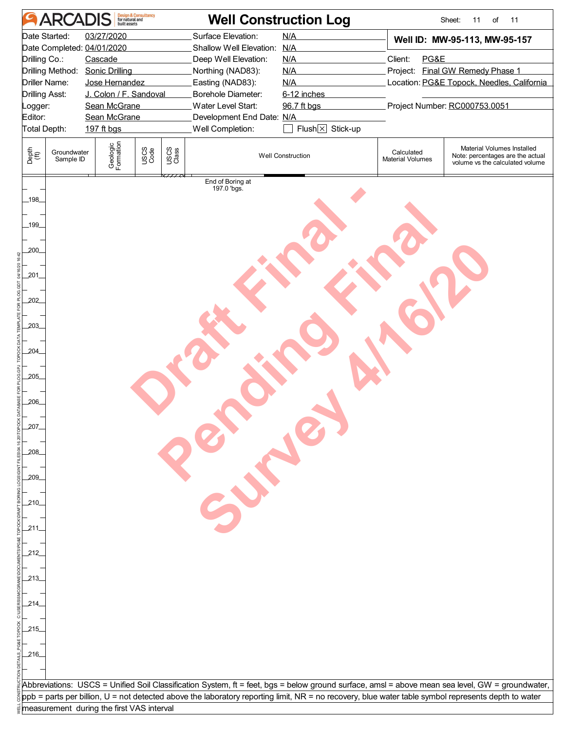# Well Construction Log

**ARCADIS** Design & Consultancy for natural and built assets

Sheet: 11 of 11

| | | | |
|---|---|---|---|
| Date Started: | 03/27/2020 | Surface Elevation: | N/A |
| Date Completed: | 04/01/2020 | Shallow Well Elevation: | N/A |
| Drilling Co.: | Cascade | Deep Well Elevation: | N/A |
| Drilling Method: | Sonic Drilling | Northing (NAD83): | N/A |
| Driller Name: | Jose Hernandez | Easting (NAD83): | N/A |
| Drilling Asst: | J. Colon / F. Sandoval | Borehole Diameter: | 6-12 inches |
| Logger: | Sean McGrane | Water Level Start: | 96.7 ft bgs |
| Editor: | Sean McGrane | Development End Date: | N/A |
| Total Depth: | 197 ft bgs | Well Completion: | ☐ Flush ☒ Stick-up |

**Well ID: MW-95-113, MW-95-157**

Client: PG&E
Project: Final GW Remedy Phase 1
Location: PG&E Topock, Needles, California
Project Number: RC000753.0051

| Depth (ft) | Groundwater Sample ID | Geologic Formation | USCS Code | USCS Class | Well Construction | Calculated Material Volumes | Material Volumes Installed Note: percentages are the actual volume vs the calculated volume |
|---|---|---|---|---|---|---|---|
| | | | | | End of Boring at 197.0 'bgs. | | |
| 198 | | | | | | | |
| 199 | | | | | | | |
| 200 | | | | | | | |
| 201 | | | | | | | |
| 202 | | | | | | | |
| 203 | | | | | | | |
| 204 | | | | | | | |
| 205 | | | | | | | |
| 206 | | | | | | | |
| 207 | | | | | | | |
| 208 | | | | | | | |
| 209 | | | | | | | |
| 210 | | | | | | | |
| 211 | | | | | | | |
| 212 | | | | | | | |
| 213 | | | | | | | |
| 214 | | | | | | | |
| 215 | | | | | | | |
| 216 | | | | | | | |

Draft Final - Pending Final Survey 4/16/20

Abbreviations: USCS = Unified Soil Classification System, ft = feet, bgs = below ground surface, amsl = above mean sea level, GW = groundwater, ppb = parts per billion, U = not detected above the laboratory reporting limit, NR = no recovery, blue water table symbol represents depth to water measurement during the first VAS interval